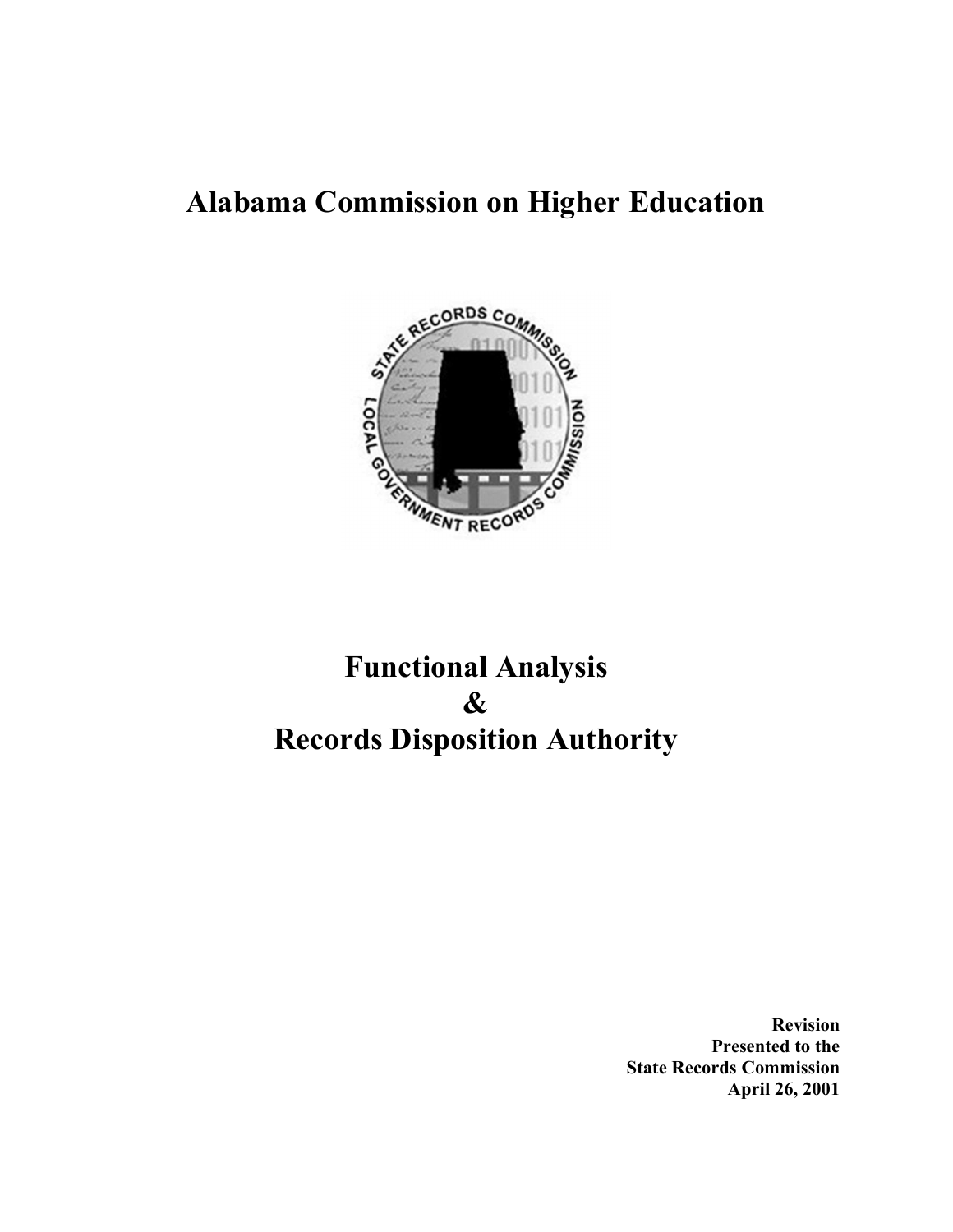# Alabama Commission on Higher Education

# Functional Analysis & Records Disposition Authority

**Revision**
**Presented to the**
**State Records Commission**
**April 26, 2001**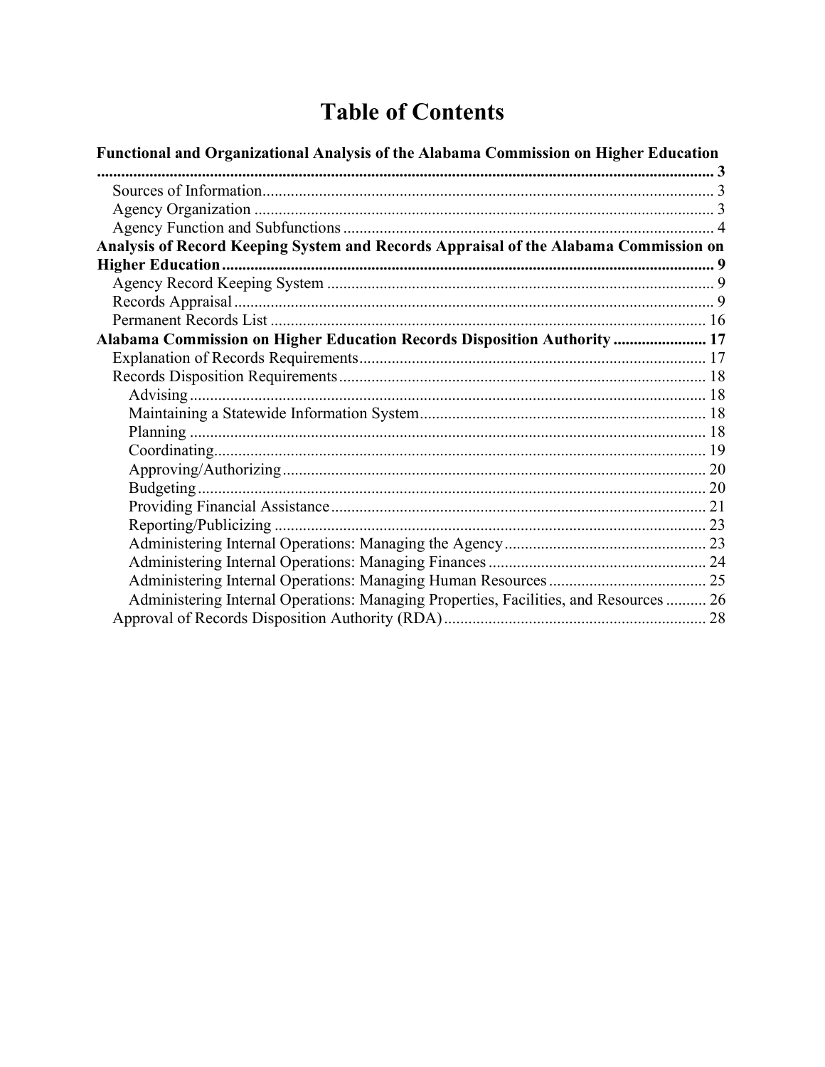# Table of Contents

**Functional and Organizational Analysis of the Alabama Commission on Higher Education** ........ 3

- Sources of Information ........ 3
- Agency Organization ........ 3
- Agency Function and Subfunctions ........ 4

**Analysis of Record Keeping System and Records Appraisal of the Alabama Commission on Higher Education** ........ 9

- Agency Record Keeping System ........ 9
- Records Appraisal ........ 9
- Permanent Records List ........ 16

**Alabama Commission on Higher Education Records Disposition Authority** ........ 17

- Explanation of Records Requirements ........ 17
- Records Disposition Requirements ........ 18
  - Advising ........ 18
  - Maintaining a Statewide Information System ........ 18
  - Planning ........ 18
  - Coordinating ........ 19
  - Approving/Authorizing ........ 20
  - Budgeting ........ 20
  - Providing Financial Assistance ........ 21
  - Reporting/Publicizing ........ 23
  - Administering Internal Operations: Managing the Agency ........ 23
  - Administering Internal Operations: Managing Finances ........ 24
  - Administering Internal Operations: Managing Human Resources ........ 25
  - Administering Internal Operations: Managing Properties, Facilities, and Resources ........ 26
- Approval of Records Disposition Authority (RDA) ........ 28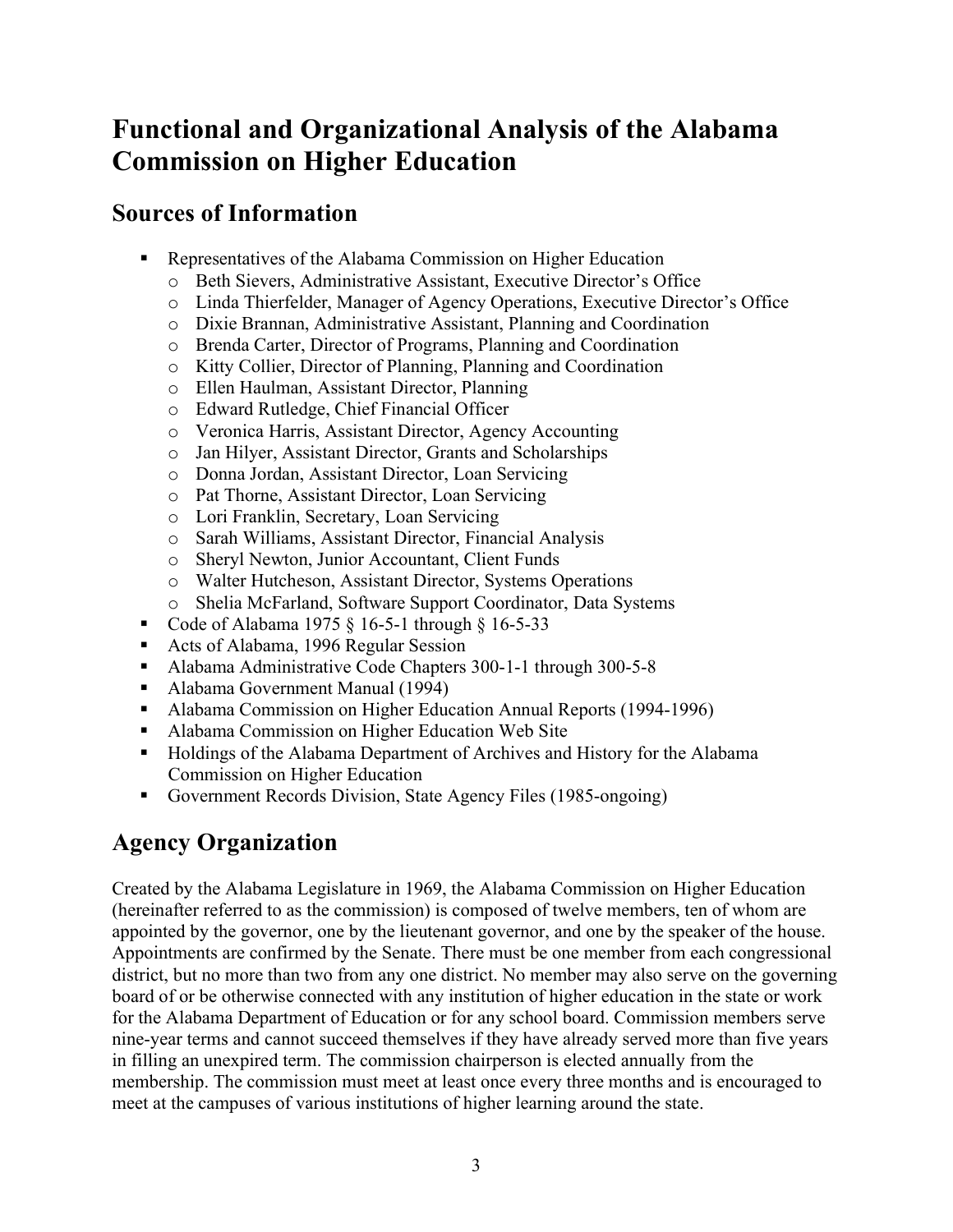# Functional and Organizational Analysis of the Alabama Commission on Higher Education

## Sources of Information

- Representatives of the Alabama Commission on Higher Education
  - Beth Sievers, Administrative Assistant, Executive Director's Office
  - Linda Thierfelder, Manager of Agency Operations, Executive Director's Office
  - Dixie Brannan, Administrative Assistant, Planning and Coordination
  - Brenda Carter, Director of Programs, Planning and Coordination
  - Kitty Collier, Director of Planning, Planning and Coordination
  - Ellen Haulman, Assistant Director, Planning
  - Edward Rutledge, Chief Financial Officer
  - Veronica Harris, Assistant Director, Agency Accounting
  - Jan Hilyer, Assistant Director, Grants and Scholarships
  - Donna Jordan, Assistant Director, Loan Servicing
  - Pat Thorne, Assistant Director, Loan Servicing
  - Lori Franklin, Secretary, Loan Servicing
  - Sarah Williams, Assistant Director, Financial Analysis
  - Sheryl Newton, Junior Accountant, Client Funds
  - Walter Hutcheson, Assistant Director, Systems Operations
  - Shelia McFarland, Software Support Coordinator, Data Systems
- Code of Alabama 1975 § 16-5-1 through § 16-5-33
- Acts of Alabama, 1996 Regular Session
- Alabama Administrative Code Chapters 300-1-1 through 300-5-8
- Alabama Government Manual (1994)
- Alabama Commission on Higher Education Annual Reports (1994-1996)
- Alabama Commission on Higher Education Web Site
- Holdings of the Alabama Department of Archives and History for the Alabama Commission on Higher Education
- Government Records Division, State Agency Files (1985-ongoing)

## Agency Organization

Created by the Alabama Legislature in 1969, the Alabama Commission on Higher Education (hereinafter referred to as the commission) is composed of twelve members, ten of whom are appointed by the governor, one by the lieutenant governor, and one by the speaker of the house. Appointments are confirmed by the Senate. There must be one member from each congressional district, but no more than two from any one district. No member may also serve on the governing board of or be otherwise connected with any institution of higher education in the state or work for the Alabama Department of Education or for any school board. Commission members serve nine-year terms and cannot succeed themselves if they have already served more than five years in filling an unexpired term. The commission chairperson is elected annually from the membership. The commission must meet at least once every three months and is encouraged to meet at the campuses of various institutions of higher learning around the state.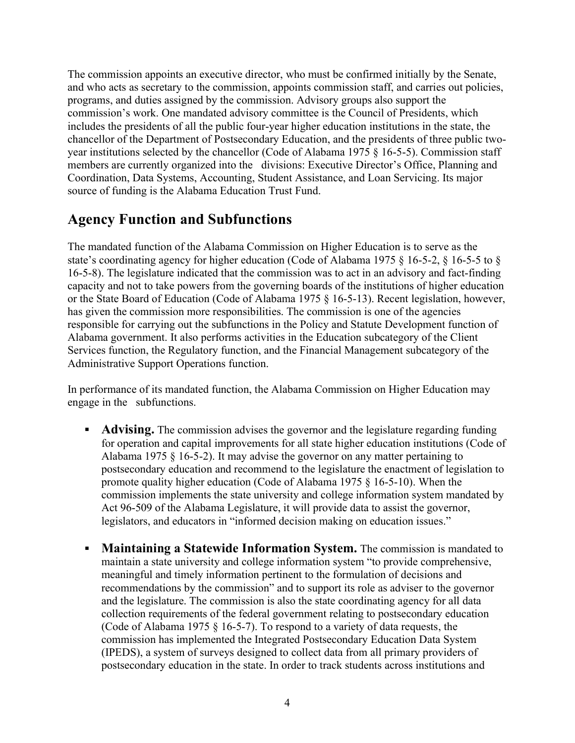The commission appoints an executive director, who must be confirmed initially by the Senate, and who acts as secretary to the commission, appoints commission staff, and carries out policies, programs, and duties assigned by the commission. Advisory groups also support the commission's work. One mandated advisory committee is the Council of Presidents, which includes the presidents of all the public four-year higher education institutions in the state, the chancellor of the Department of Postsecondary Education, and the presidents of three public two-year institutions selected by the chancellor (Code of Alabama 1975 § 16-5-5). Commission staff members are currently organized into the   divisions: Executive Director's Office, Planning and Coordination, Data Systems, Accounting, Student Assistance, and Loan Servicing. Its major source of funding is the Alabama Education Trust Fund.

## Agency Function and Subfunctions

The mandated function of the Alabama Commission on Higher Education is to serve as the state's coordinating agency for higher education (Code of Alabama 1975 § 16-5-2, § 16-5-5 to § 16-5-8). The legislature indicated that the commission was to act in an advisory and fact-finding capacity and not to take powers from the governing boards of the institutions of higher education or the State Board of Education (Code of Alabama 1975 § 16-5-13). Recent legislation, however, has given the commission more responsibilities. The commission is one of the agencies responsible for carrying out the subfunctions in the Policy and Statute Development function of Alabama government. It also performs activities in the Education subcategory of the Client Services function, the Regulatory function, and the Financial Management subcategory of the Administrative Support Operations function.

In performance of its mandated function, the Alabama Commission on Higher Education may engage in the   subfunctions.

- **Advising.** The commission advises the governor and the legislature regarding funding for operation and capital improvements for all state higher education institutions (Code of Alabama 1975 § 16-5-2). It may advise the governor on any matter pertaining to postsecondary education and recommend to the legislature the enactment of legislation to promote quality higher education (Code of Alabama 1975 § 16-5-10). When the commission implements the state university and college information system mandated by Act 96-509 of the Alabama Legislature, it will provide data to assist the governor, legislators, and educators in "informed decision making on education issues."

- **Maintaining a Statewide Information System.** The commission is mandated to maintain a state university and college information system "to provide comprehensive, meaningful and timely information pertinent to the formulation of decisions and recommendations by the commission" and to support its role as adviser to the governor and the legislature. The commission is also the state coordinating agency for all data collection requirements of the federal government relating to postsecondary education (Code of Alabama 1975 § 16-5-7). To respond to a variety of data requests, the commission has implemented the Integrated Postsecondary Education Data System (IPEDS), a system of surveys designed to collect data from all primary providers of postsecondary education in the state. In order to track students across institutions and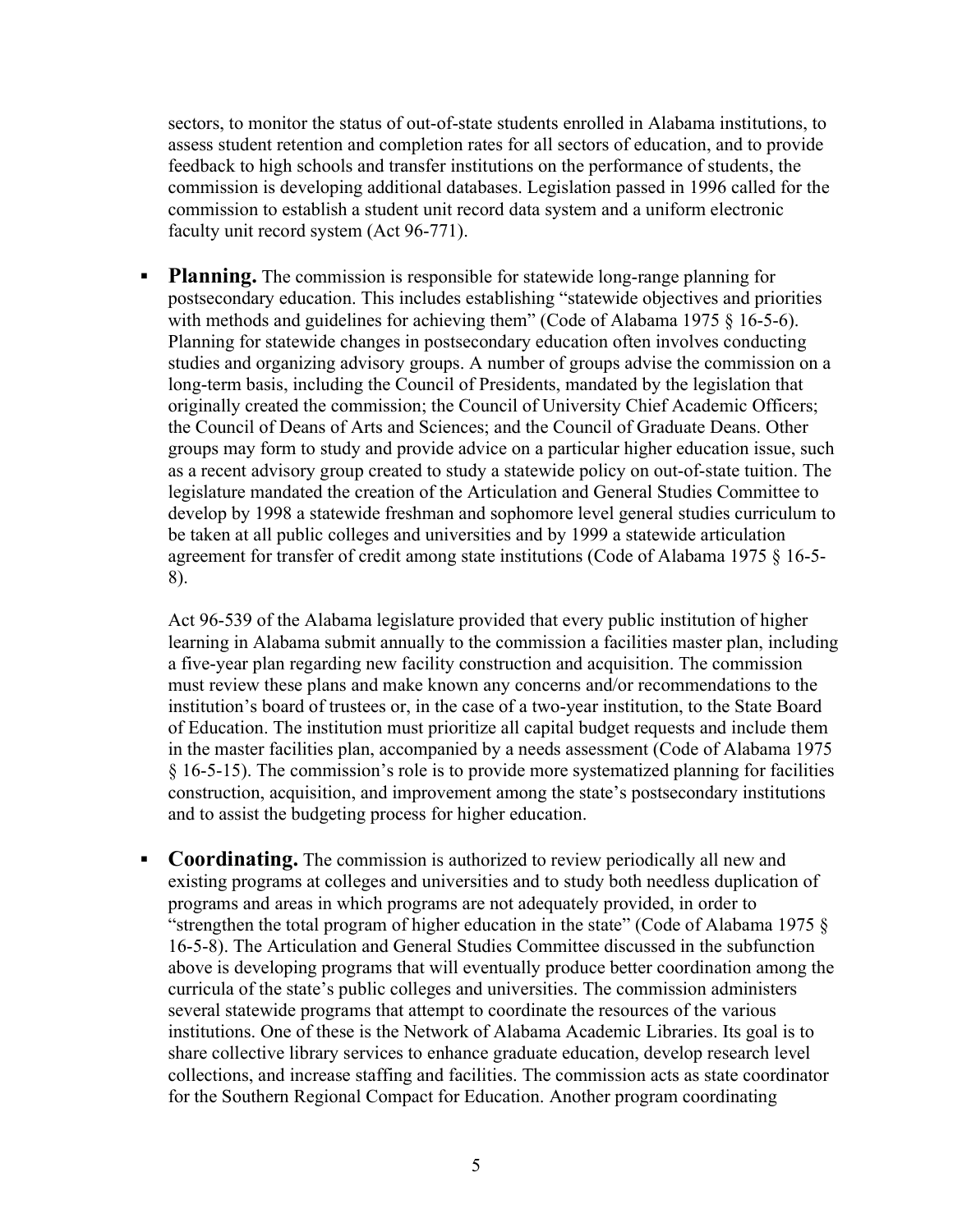sectors, to monitor the status of out-of-state students enrolled in Alabama institutions, to assess student retention and completion rates for all sectors of education, and to provide feedback to high schools and transfer institutions on the performance of students, the commission is developing additional databases. Legislation passed in 1996 called for the commission to establish a student unit record data system and a uniform electronic faculty unit record system (Act 96-771).

- **Planning.** The commission is responsible for statewide long-range planning for postsecondary education. This includes establishing "statewide objectives and priorities with methods and guidelines for achieving them" (Code of Alabama 1975 § 16-5-6). Planning for statewide changes in postsecondary education often involves conducting studies and organizing advisory groups. A number of groups advise the commission on a long-term basis, including the Council of Presidents, mandated by the legislation that originally created the commission; the Council of University Chief Academic Officers; the Council of Deans of Arts and Sciences; and the Council of Graduate Deans. Other groups may form to study and provide advice on a particular higher education issue, such as a recent advisory group created to study a statewide policy on out-of-state tuition. The legislature mandated the creation of the Articulation and General Studies Committee to develop by 1998 a statewide freshman and sophomore level general studies curriculum to be taken at all public colleges and universities and by 1999 a statewide articulation agreement for transfer of credit among state institutions (Code of Alabama 1975 § 16-5-8).

  Act 96-539 of the Alabama legislature provided that every public institution of higher learning in Alabama submit annually to the commission a facilities master plan, including a five-year plan regarding new facility construction and acquisition. The commission must review these plans and make known any concerns and/or recommendations to the institution's board of trustees or, in the case of a two-year institution, to the State Board of Education. The institution must prioritize all capital budget requests and include them in the master facilities plan, accompanied by a needs assessment (Code of Alabama 1975 § 16-5-15). The commission's role is to provide more systematized planning for facilities construction, acquisition, and improvement among the state's postsecondary institutions and to assist the budgeting process for higher education.

- **Coordinating.** The commission is authorized to review periodically all new and existing programs at colleges and universities and to study both needless duplication of programs and areas in which programs are not adequately provided, in order to "strengthen the total program of higher education in the state" (Code of Alabama 1975 § 16-5-8). The Articulation and General Studies Committee discussed in the subfunction above is developing programs that will eventually produce better coordination among the curricula of the state's public colleges and universities. The commission administers several statewide programs that attempt to coordinate the resources of the various institutions. One of these is the Network of Alabama Academic Libraries. Its goal is to share collective library services to enhance graduate education, develop research level collections, and increase staffing and facilities. The commission acts as state coordinator for the Southern Regional Compact for Education. Another program coordinating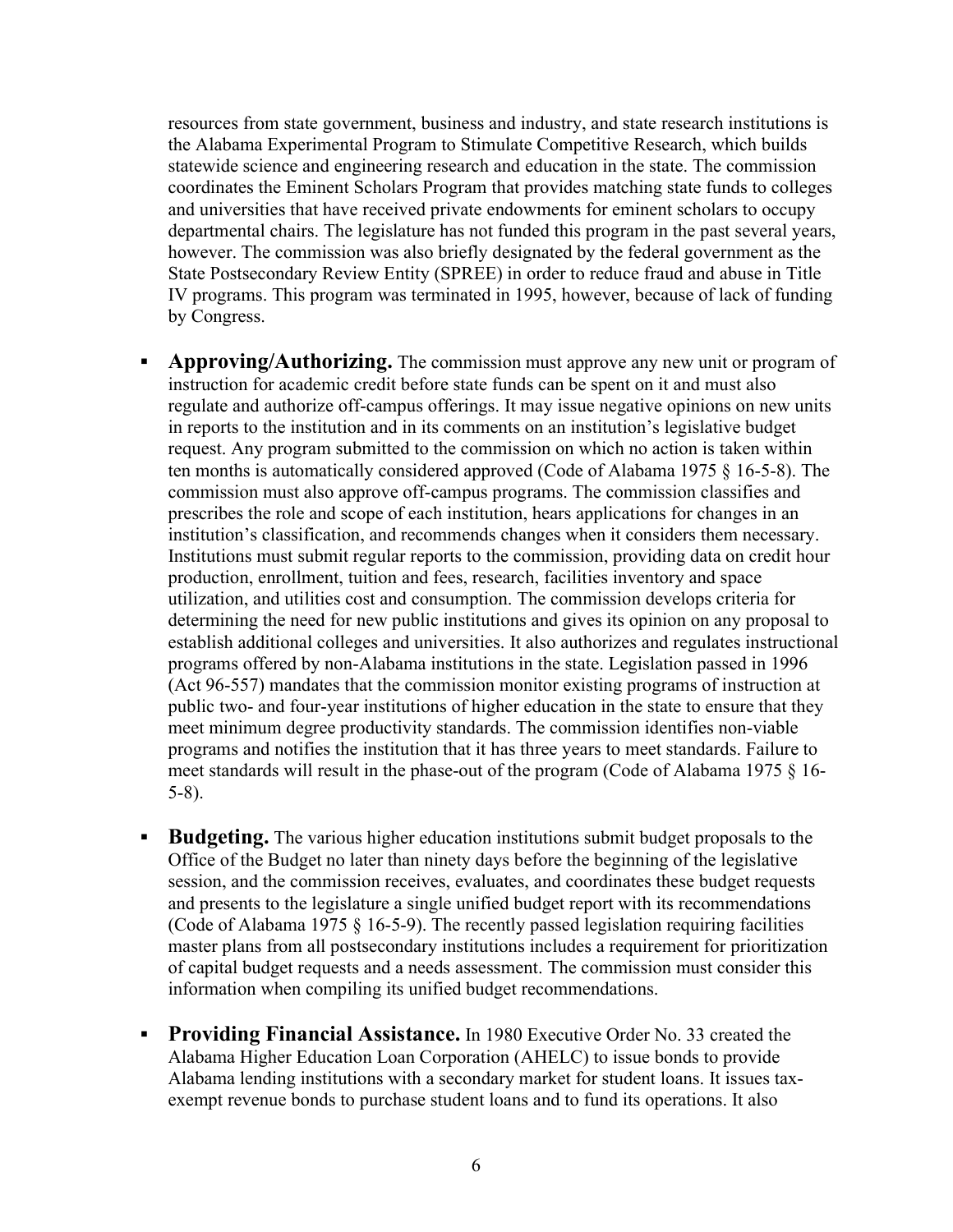resources from state government, business and industry, and state research institutions is the Alabama Experimental Program to Stimulate Competitive Research, which builds statewide science and engineering research and education in the state. The commission coordinates the Eminent Scholars Program that provides matching state funds to colleges and universities that have received private endowments for eminent scholars to occupy departmental chairs. The legislature has not funded this program in the past several years, however. The commission was also briefly designated by the federal government as the State Postsecondary Review Entity (SPREE) in order to reduce fraud and abuse in Title IV programs. This program was terminated in 1995, however, because of lack of funding by Congress.

- **Approving/Authorizing.** The commission must approve any new unit or program of instruction for academic credit before state funds can be spent on it and must also regulate and authorize off-campus offerings. It may issue negative opinions on new units in reports to the institution and in its comments on an institution's legislative budget request. Any program submitted to the commission on which no action is taken within ten months is automatically considered approved (Code of Alabama 1975 § 16-5-8). The commission must also approve off-campus programs. The commission classifies and prescribes the role and scope of each institution, hears applications for changes in an institution's classification, and recommends changes when it considers them necessary. Institutions must submit regular reports to the commission, providing data on credit hour production, enrollment, tuition and fees, research, facilities inventory and space utilization, and utilities cost and consumption. The commission develops criteria for determining the need for new public institutions and gives its opinion on any proposal to establish additional colleges and universities. It also authorizes and regulates instructional programs offered by non-Alabama institutions in the state. Legislation passed in 1996 (Act 96-557) mandates that the commission monitor existing programs of instruction at public two- and four-year institutions of higher education in the state to ensure that they meet minimum degree productivity standards. The commission identifies non-viable programs and notifies the institution that it has three years to meet standards. Failure to meet standards will result in the phase-out of the program (Code of Alabama 1975 § 16-5-8).

- **Budgeting.** The various higher education institutions submit budget proposals to the Office of the Budget no later than ninety days before the beginning of the legislative session, and the commission receives, evaluates, and coordinates these budget requests and presents to the legislature a single unified budget report with its recommendations (Code of Alabama 1975 § 16-5-9). The recently passed legislation requiring facilities master plans from all postsecondary institutions includes a requirement for prioritization of capital budget requests and a needs assessment. The commission must consider this information when compiling its unified budget recommendations.

- **Providing Financial Assistance.** In 1980 Executive Order No. 33 created the Alabama Higher Education Loan Corporation (AHELC) to issue bonds to provide Alabama lending institutions with a secondary market for student loans. It issues tax-exempt revenue bonds to purchase student loans and to fund its operations. It also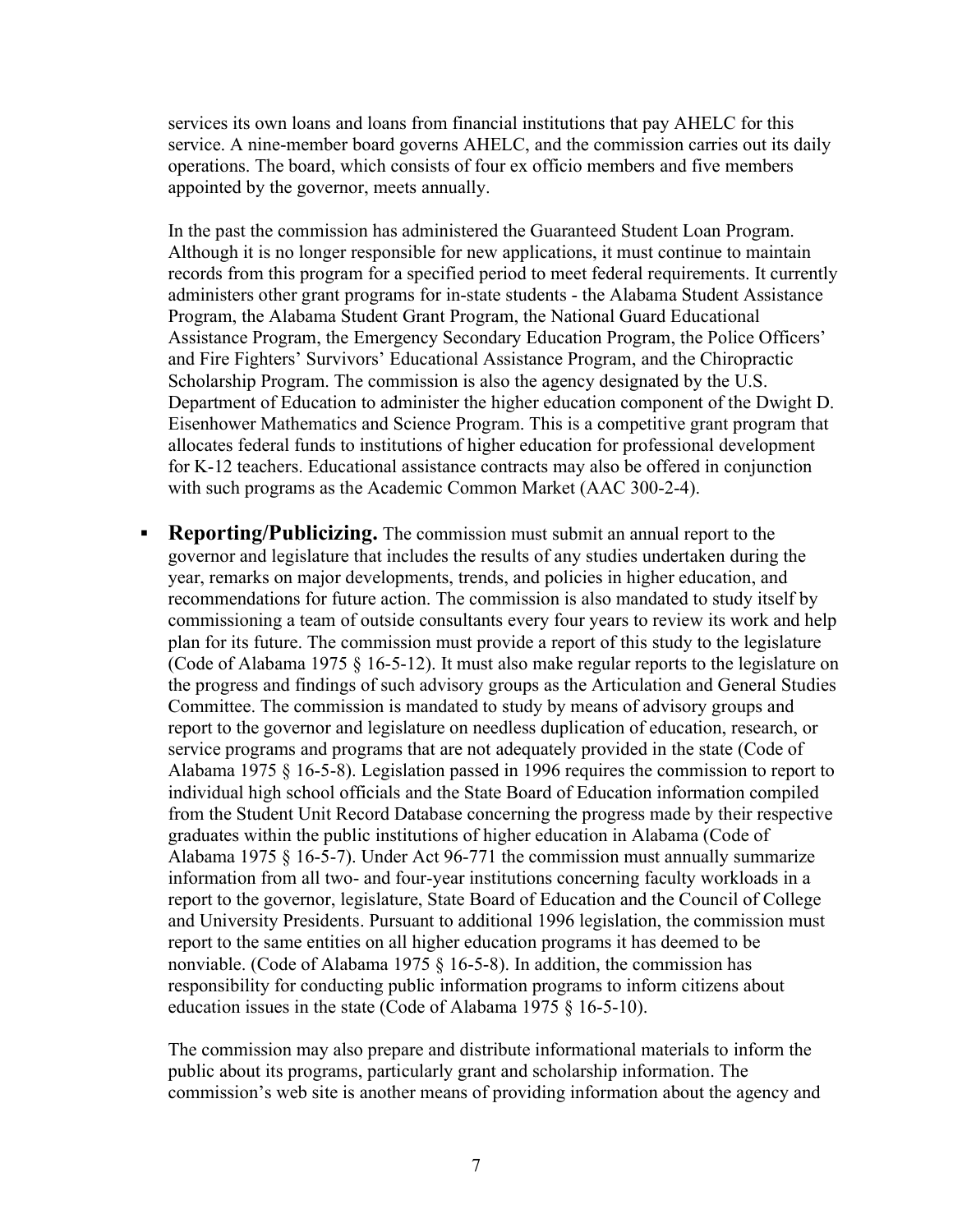services its own loans and loans from financial institutions that pay AHELC for this service. A nine-member board governs AHELC, and the commission carries out its daily operations. The board, which consists of four ex officio members and five members appointed by the governor, meets annually.

In the past the commission has administered the Guaranteed Student Loan Program. Although it is no longer responsible for new applications, it must continue to maintain records from this program for a specified period to meet federal requirements. It currently administers other grant programs for in-state students - the Alabama Student Assistance Program, the Alabama Student Grant Program, the National Guard Educational Assistance Program, the Emergency Secondary Education Program, the Police Officers' and Fire Fighters' Survivors' Educational Assistance Program, and the Chiropractic Scholarship Program. The commission is also the agency designated by the U.S. Department of Education to administer the higher education component of the Dwight D. Eisenhower Mathematics and Science Program. This is a competitive grant program that allocates federal funds to institutions of higher education for professional development for K-12 teachers. Educational assistance contracts may also be offered in conjunction with such programs as the Academic Common Market (AAC 300-2-4).

- **Reporting/Publicizing.** The commission must submit an annual report to the governor and legislature that includes the results of any studies undertaken during the year, remarks on major developments, trends, and policies in higher education, and recommendations for future action. The commission is also mandated to study itself by commissioning a team of outside consultants every four years to review its work and help plan for its future. The commission must provide a report of this study to the legislature (Code of Alabama 1975 § 16-5-12). It must also make regular reports to the legislature on the progress and findings of such advisory groups as the Articulation and General Studies Committee. The commission is mandated to study by means of advisory groups and report to the governor and legislature on needless duplication of education, research, or service programs and programs that are not adequately provided in the state (Code of Alabama 1975 § 16-5-8). Legislation passed in 1996 requires the commission to report to individual high school officials and the State Board of Education information compiled from the Student Unit Record Database concerning the progress made by their respective graduates within the public institutions of higher education in Alabama (Code of Alabama 1975 § 16-5-7). Under Act 96-771 the commission must annually summarize information from all two- and four-year institutions concerning faculty workloads in a report to the governor, legislature, State Board of Education and the Council of College and University Presidents. Pursuant to additional 1996 legislation, the commission must report to the same entities on all higher education programs it has deemed to be nonviable. (Code of Alabama 1975 § 16-5-8). In addition, the commission has responsibility for conducting public information programs to inform citizens about education issues in the state (Code of Alabama 1975 § 16-5-10).

  The commission may also prepare and distribute informational materials to inform the public about its programs, particularly grant and scholarship information. The commission's web site is another means of providing information about the agency and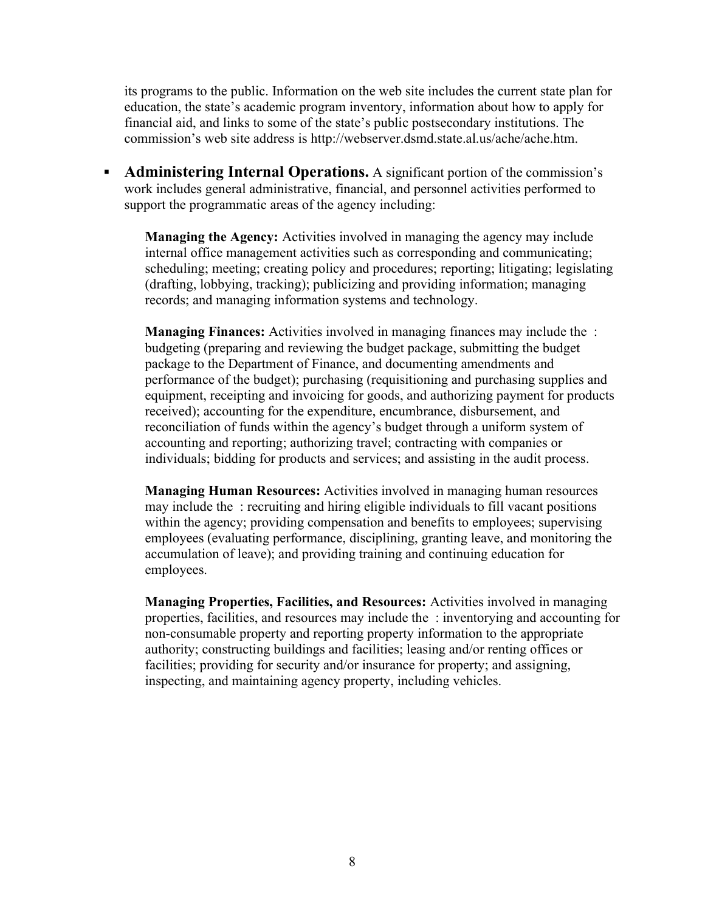its programs to the public. Information on the web site includes the current state plan for education, the state's academic program inventory, information about how to apply for financial aid, and links to some of the state's public postsecondary institutions. The commission's web site address is http://webserver.dsmd.state.al.us/ache/ache.htm.

- **Administering Internal Operations.** A significant portion of the commission's work includes general administrative, financial, and personnel activities performed to support the programmatic areas of the agency including:

  **Managing the Agency:** Activities involved in managing the agency may include internal office management activities such as corresponding and communicating; scheduling; meeting; creating policy and procedures; reporting; litigating; legislating (drafting, lobbying, tracking); publicizing and providing information; managing records; and managing information systems and technology.

  **Managing Finances:** Activities involved in managing finances may include the : budgeting (preparing and reviewing the budget package, submitting the budget package to the Department of Finance, and documenting amendments and performance of the budget); purchasing (requisitioning and purchasing supplies and equipment, receipting and invoicing for goods, and authorizing payment for products received); accounting for the expenditure, encumbrance, disbursement, and reconciliation of funds within the agency's budget through a uniform system of accounting and reporting; authorizing travel; contracting with companies or individuals; bidding for products and services; and assisting in the audit process.

  **Managing Human Resources:** Activities involved in managing human resources may include the : recruiting and hiring eligible individuals to fill vacant positions within the agency; providing compensation and benefits to employees; supervising employees (evaluating performance, disciplining, granting leave, and monitoring the accumulation of leave); and providing training and continuing education for employees.

  **Managing Properties, Facilities, and Resources:** Activities involved in managing properties, facilities, and resources may include the : inventorying and accounting for non-consumable property and reporting property information to the appropriate authority; constructing buildings and facilities; leasing and/or renting offices or facilities; providing for security and/or insurance for property; and assigning, inspecting, and maintaining agency property, including vehicles.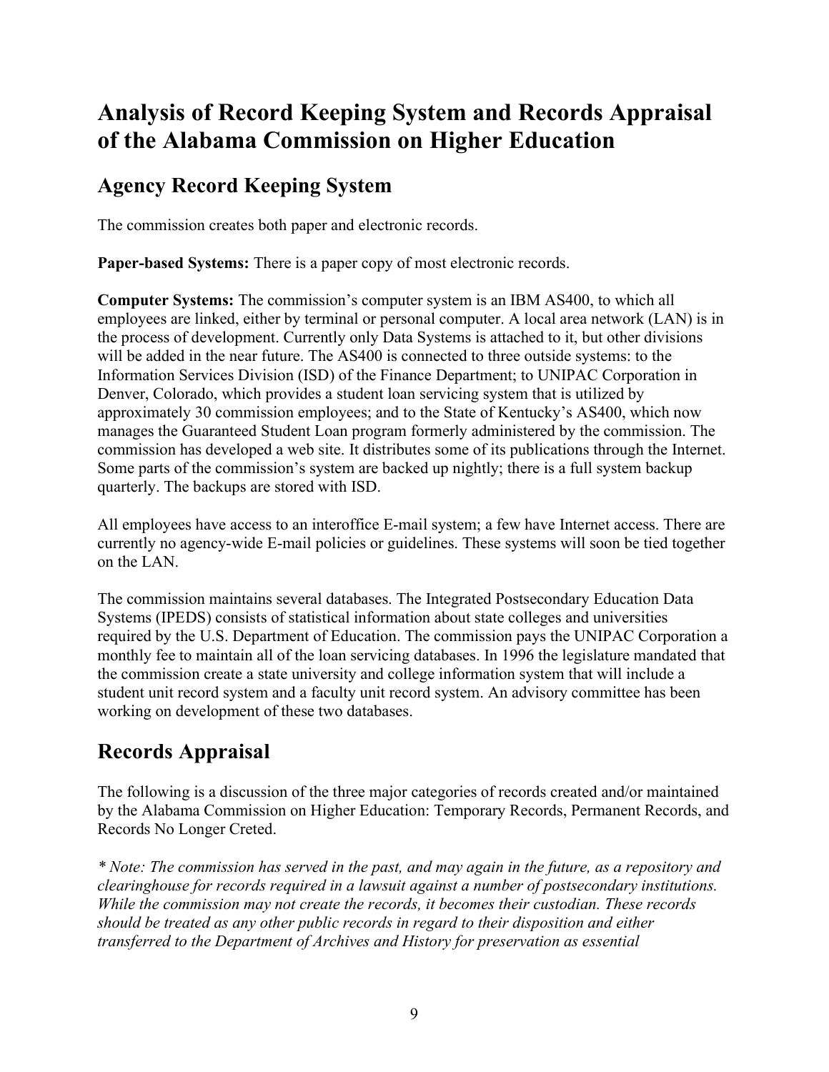# Analysis of Record Keeping System and Records Appraisal of the Alabama Commission on Higher Education

## Agency Record Keeping System

The commission creates both paper and electronic records.

**Paper-based Systems:** There is a paper copy of most electronic records.

**Computer Systems:** The commission's computer system is an IBM AS400, to which all employees are linked, either by terminal or personal computer. A local area network (LAN) is in the process of development. Currently only Data Systems is attached to it, but other divisions will be added in the near future. The AS400 is connected to three outside systems: to the Information Services Division (ISD) of the Finance Department; to UNIPAC Corporation in Denver, Colorado, which provides a student loan servicing system that is utilized by approximately 30 commission employees; and to the State of Kentucky's AS400, which now manages the Guaranteed Student Loan program formerly administered by the commission. The commission has developed a web site. It distributes some of its publications through the Internet. Some parts of the commission's system are backed up nightly; there is a full system backup quarterly. The backups are stored with ISD.

All employees have access to an interoffice E-mail system; a few have Internet access. There are currently no agency-wide E-mail policies or guidelines. These systems will soon be tied together on the LAN.

The commission maintains several databases. The Integrated Postsecondary Education Data Systems (IPEDS) consists of statistical information about state colleges and universities required by the U.S. Department of Education. The commission pays the UNIPAC Corporation a monthly fee to maintain all of the loan servicing databases. In 1996 the legislature mandated that the commission create a state university and college information system that will include a student unit record system and a faculty unit record system. An advisory committee has been working on development of these two databases.

## Records Appraisal

The following is a discussion of the three major categories of records created and/or maintained by the Alabama Commission on Higher Education: Temporary Records, Permanent Records, and Records No Longer Creted.

*\* Note: The commission has served in the past, and may again in the future, as a repository and clearinghouse for records required in a lawsuit against a number of postsecondary institutions. While the commission may not create the records, it becomes their custodian. These records should be treated as any other public records in regard to their disposition and either transferred to the Department of Archives and History for preservation as essential*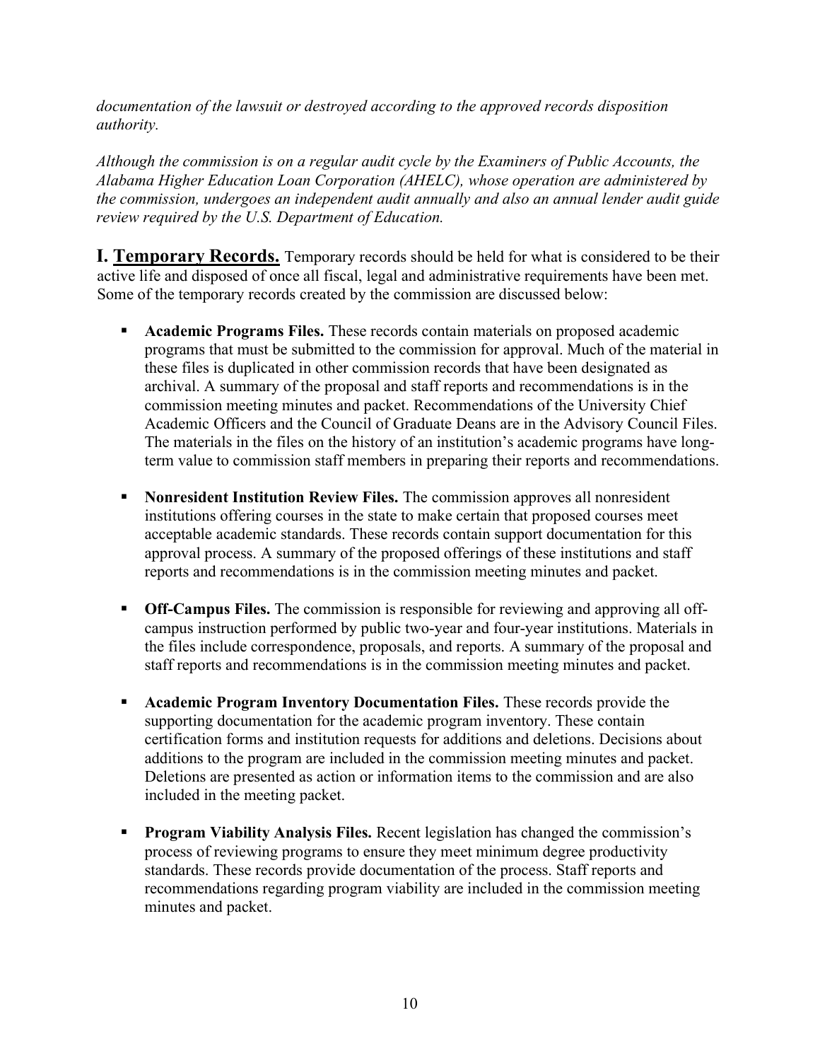*documentation of the lawsuit or destroyed according to the approved records disposition authority.*

*Although the commission is on a regular audit cycle by the Examiners of Public Accounts, the Alabama Higher Education Loan Corporation (AHELC), whose operation are administered by the commission, undergoes an independent audit annually and also an annual lender audit guide review required by the U.S. Department of Education.*

## I. Temporary Records.

Temporary records should be held for what is considered to be their active life and disposed of once all fiscal, legal and administrative requirements have been met. Some of the temporary records created by the commission are discussed below:

- **Academic Programs Files.** These records contain materials on proposed academic programs that must be submitted to the commission for approval. Much of the material in these files is duplicated in other commission records that have been designated as archival. A summary of the proposal and staff reports and recommendations is in the commission meeting minutes and packet. Recommendations of the University Chief Academic Officers and the Council of Graduate Deans are in the Advisory Council Files. The materials in the files on the history of an institution's academic programs have long-term value to commission staff members in preparing their reports and recommendations.

- **Nonresident Institution Review Files.** The commission approves all nonresident institutions offering courses in the state to make certain that proposed courses meet acceptable academic standards. These records contain support documentation for this approval process. A summary of the proposed offerings of these institutions and staff reports and recommendations is in the commission meeting minutes and packet.

- **Off-Campus Files.** The commission is responsible for reviewing and approving all off-campus instruction performed by public two-year and four-year institutions. Materials in the files include correspondence, proposals, and reports. A summary of the proposal and staff reports and recommendations is in the commission meeting minutes and packet.

- **Academic Program Inventory Documentation Files.** These records provide the supporting documentation for the academic program inventory. These contain certification forms and institution requests for additions and deletions. Decisions about additions to the program are included in the commission meeting minutes and packet. Deletions are presented as action or information items to the commission and are also included in the meeting packet.

- **Program Viability Analysis Files.** Recent legislation has changed the commission's process of reviewing programs to ensure they meet minimum degree productivity standards. These records provide documentation of the process. Staff reports and recommendations regarding program viability are included in the commission meeting minutes and packet.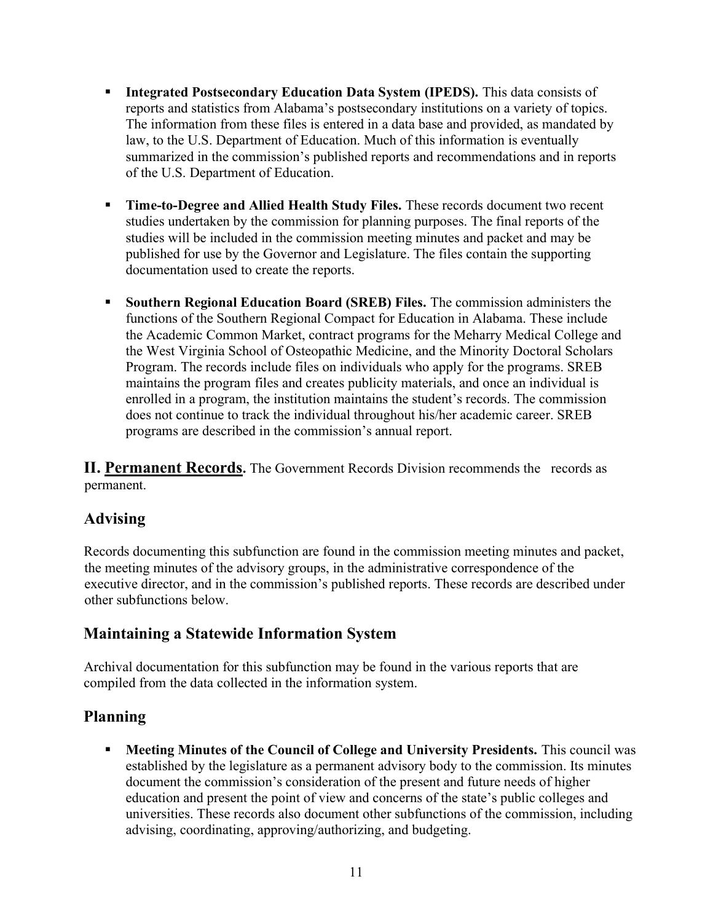- **Integrated Postsecondary Education Data System (IPEDS).** This data consists of reports and statistics from Alabama's postsecondary institutions on a variety of topics. The information from these files is entered in a data base and provided, as mandated by law, to the U.S. Department of Education. Much of this information is eventually summarized in the commission's published reports and recommendations and in reports of the U.S. Department of Education.

- **Time-to-Degree and Allied Health Study Files.** These records document two recent studies undertaken by the commission for planning purposes. The final reports of the studies will be included in the commission meeting minutes and packet and may be published for use by the Governor and Legislature. The files contain the supporting documentation used to create the reports.

- **Southern Regional Education Board (SREB) Files.** The commission administers the functions of the Southern Regional Compact for Education in Alabama. These include the Academic Common Market, contract programs for the Meharry Medical College and the West Virginia School of Osteopathic Medicine, and the Minority Doctoral Scholars Program. The records include files on individuals who apply for the programs. SREB maintains the program files and creates publicity materials, and once an individual is enrolled in a program, the institution maintains the student's records. The commission does not continue to track the individual throughout his/her academic career. SREB programs are described in the commission's annual report.

**II. Permanent Records.** The Government Records Division recommends the records as permanent.

## Advising

Records documenting this subfunction are found in the commission meeting minutes and packet, the meeting minutes of the advisory groups, in the administrative correspondence of the executive director, and in the commission's published reports. These records are described under other subfunctions below.

## Maintaining a Statewide Information System

Archival documentation for this subfunction may be found in the various reports that are compiled from the data collected in the information system.

## Planning

- **Meeting Minutes of the Council of College and University Presidents.** This council was established by the legislature as a permanent advisory body to the commission. Its minutes document the commission's consideration of the present and future needs of higher education and present the point of view and concerns of the state's public colleges and universities. These records also document other subfunctions of the commission, including advising, coordinating, approving/authorizing, and budgeting.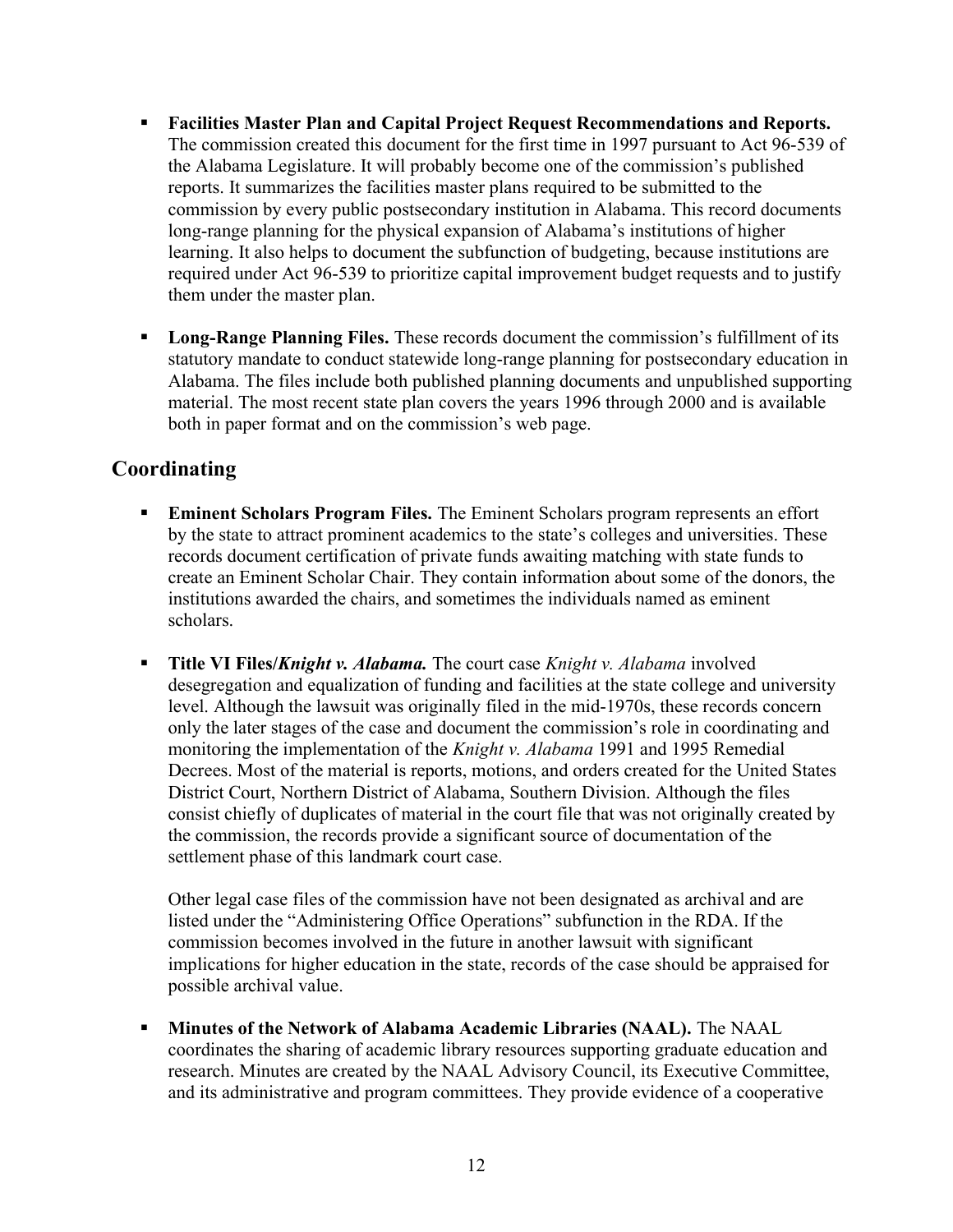- **Facilities Master Plan and Capital Project Request Recommendations and Reports.** The commission created this document for the first time in 1997 pursuant to Act 96-539 of the Alabama Legislature. It will probably become one of the commission's published reports. It summarizes the facilities master plans required to be submitted to the commission by every public postsecondary institution in Alabama. This record documents long-range planning for the physical expansion of Alabama's institutions of higher learning. It also helps to document the subfunction of budgeting, because institutions are required under Act 96-539 to prioritize capital improvement budget requests and to justify them under the master plan.

- **Long-Range Planning Files.** These records document the commission's fulfillment of its statutory mandate to conduct statewide long-range planning for postsecondary education in Alabama. The files include both published planning documents and unpublished supporting material. The most recent state plan covers the years 1996 through 2000 and is available both in paper format and on the commission's web page.

## Coordinating

- **Eminent Scholars Program Files.** The Eminent Scholars program represents an effort by the state to attract prominent academics to the state's colleges and universities. These records document certification of private funds awaiting matching with state funds to create an Eminent Scholar Chair. They contain information about some of the donors, the institutions awarded the chairs, and sometimes the individuals named as eminent scholars.

- **Title VI Files/*Knight v. Alabama.*** The court case *Knight v. Alabama* involved desegregation and equalization of funding and facilities at the state college and university level. Although the lawsuit was originally filed in the mid-1970s, these records concern only the later stages of the case and document the commission's role in coordinating and monitoring the implementation of the *Knight v. Alabama* 1991 and 1995 Remedial Decrees. Most of the material is reports, motions, and orders created for the United States District Court, Northern District of Alabama, Southern Division. Although the files consist chiefly of duplicates of material in the court file that was not originally created by the commission, the records provide a significant source of documentation of the settlement phase of this landmark court case.

  Other legal case files of the commission have not been designated as archival and are listed under the "Administering Office Operations" subfunction in the RDA. If the commission becomes involved in the future in another lawsuit with significant implications for higher education in the state, records of the case should be appraised for possible archival value.

- **Minutes of the Network of Alabama Academic Libraries (NAAL).** The NAAL coordinates the sharing of academic library resources supporting graduate education and research. Minutes are created by the NAAL Advisory Council, its Executive Committee, and its administrative and program committees. They provide evidence of a cooperative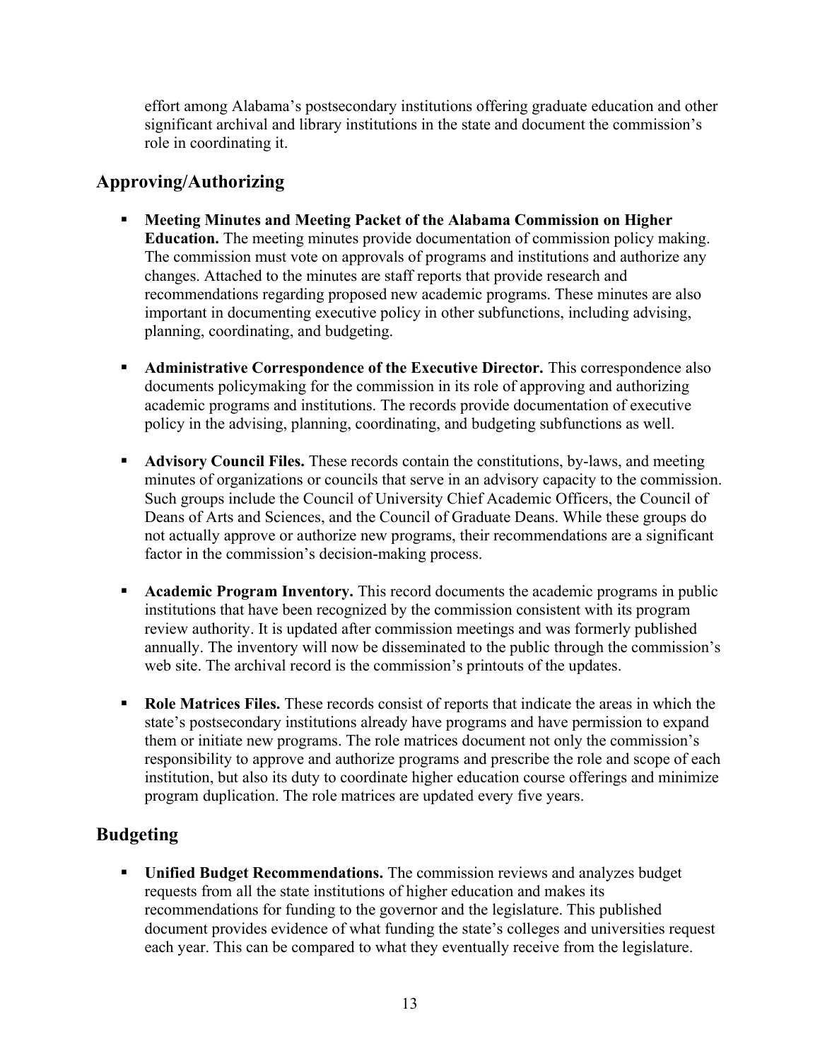effort among Alabama's postsecondary institutions offering graduate education and other significant archival and library institutions in the state and document the commission's role in coordinating it.

## Approving/Authorizing

- **Meeting Minutes and Meeting Packet of the Alabama Commission on Higher Education.** The meeting minutes provide documentation of commission policy making. The commission must vote on approvals of programs and institutions and authorize any changes. Attached to the minutes are staff reports that provide research and recommendations regarding proposed new academic programs. These minutes are also important in documenting executive policy in other subfunctions, including advising, planning, coordinating, and budgeting.

- **Administrative Correspondence of the Executive Director.** This correspondence also documents policymaking for the commission in its role of approving and authorizing academic programs and institutions. The records provide documentation of executive policy in the advising, planning, coordinating, and budgeting subfunctions as well.

- **Advisory Council Files.** These records contain the constitutions, by-laws, and meeting minutes of organizations or councils that serve in an advisory capacity to the commission. Such groups include the Council of University Chief Academic Officers, the Council of Deans of Arts and Sciences, and the Council of Graduate Deans. While these groups do not actually approve or authorize new programs, their recommendations are a significant factor in the commission's decision-making process.

- **Academic Program Inventory.** This record documents the academic programs in public institutions that have been recognized by the commission consistent with its program review authority. It is updated after commission meetings and was formerly published annually. The inventory will now be disseminated to the public through the commission's web site. The archival record is the commission's printouts of the updates.

- **Role Matrices Files.** These records consist of reports that indicate the areas in which the state's postsecondary institutions already have programs and have permission to expand them or initiate new programs. The role matrices document not only the commission's responsibility to approve and authorize programs and prescribe the role and scope of each institution, but also its duty to coordinate higher education course offerings and minimize program duplication. The role matrices are updated every five years.

## Budgeting

- **Unified Budget Recommendations.** The commission reviews and analyzes budget requests from all the state institutions of higher education and makes its recommendations for funding to the governor and the legislature. This published document provides evidence of what funding the state's colleges and universities request each year. This can be compared to what they eventually receive from the legislature.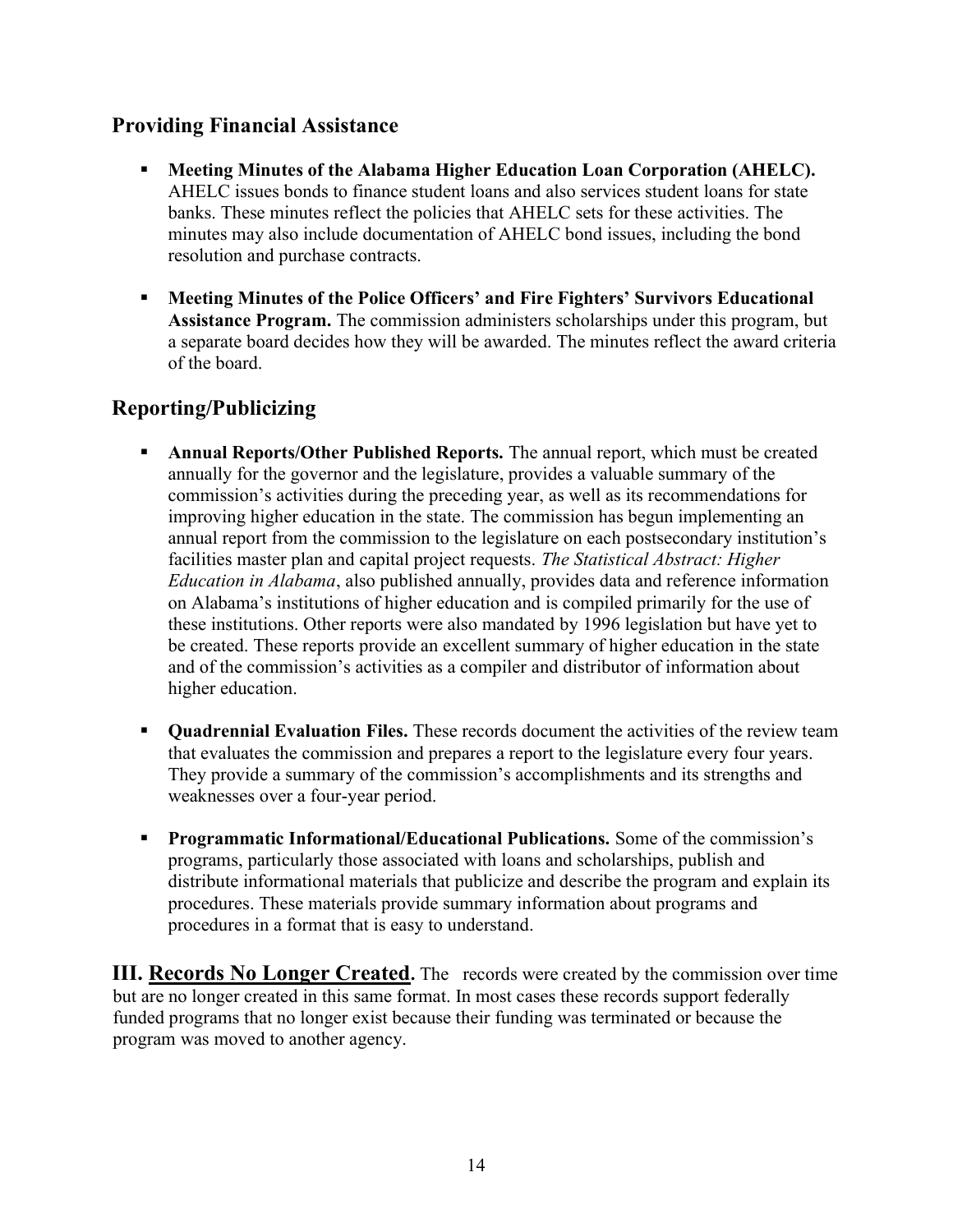## Providing Financial Assistance

- **Meeting Minutes of the Alabama Higher Education Loan Corporation (AHELC).** AHELC issues bonds to finance student loans and also services student loans for state banks. These minutes reflect the policies that AHELC sets for these activities. The minutes may also include documentation of AHELC bond issues, including the bond resolution and purchase contracts.

- **Meeting Minutes of the Police Officers' and Fire Fighters' Survivors Educational Assistance Program.** The commission administers scholarships under this program, but a separate board decides how they will be awarded. The minutes reflect the award criteria of the board.

## Reporting/Publicizing

- **Annual Reports/Other Published Reports.** The annual report, which must be created annually for the governor and the legislature, provides a valuable summary of the commission's activities during the preceding year, as well as its recommendations for improving higher education in the state. The commission has begun implementing an annual report from the commission to the legislature on each postsecondary institution's facilities master plan and capital project requests. *The Statistical Abstract: Higher Education in Alabama*, also published annually, provides data and reference information on Alabama's institutions of higher education and is compiled primarily for the use of these institutions. Other reports were also mandated by 1996 legislation but have yet to be created. These reports provide an excellent summary of higher education in the state and of the commission's activities as a compiler and distributor of information about higher education.

- **Quadrennial Evaluation Files.** These records document the activities of the review team that evaluates the commission and prepares a report to the legislature every four years. They provide a summary of the commission's accomplishments and its strengths and weaknesses over a four-year period.

- **Programmatic Informational/Educational Publications.** Some of the commission's programs, particularly those associated with loans and scholarships, publish and distribute informational materials that publicize and describe the program and explain its procedures. These materials provide summary information about programs and procedures in a format that is easy to understand.

**III. <u>Records No Longer Created</u>.** The records were created by the commission over time but are no longer created in this same format. In most cases these records support federally funded programs that no longer exist because their funding was terminated or because the program was moved to another agency.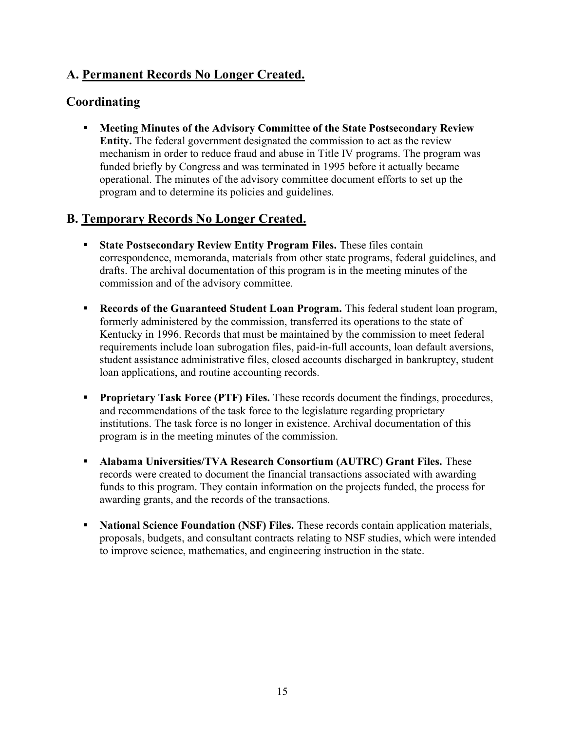## A. <u>Permanent Records No Longer Created.</u>

## Coordinating

- **Meeting Minutes of the Advisory Committee of the State Postsecondary Review Entity.** The federal government designated the commission to act as the review mechanism in order to reduce fraud and abuse in Title IV programs. The program was funded briefly by Congress and was terminated in 1995 before it actually became operational. The minutes of the advisory committee document efforts to set up the program and to determine its policies and guidelines.

## B. <u>Temporary Records No Longer Created.</u>

- **State Postsecondary Review Entity Program Files.** These files contain correspondence, memoranda, materials from other state programs, federal guidelines, and drafts. The archival documentation of this program is in the meeting minutes of the commission and of the advisory committee.

- **Records of the Guaranteed Student Loan Program.** This federal student loan program, formerly administered by the commission, transferred its operations to the state of Kentucky in 1996. Records that must be maintained by the commission to meet federal requirements include loan subrogation files, paid-in-full accounts, loan default aversions, student assistance administrative files, closed accounts discharged in bankruptcy, student loan applications, and routine accounting records.

- **Proprietary Task Force (PTF) Files.** These records document the findings, procedures, and recommendations of the task force to the legislature regarding proprietary institutions. The task force is no longer in existence. Archival documentation of this program is in the meeting minutes of the commission.

- **Alabama Universities/TVA Research Consortium (AUTRC) Grant Files.** These records were created to document the financial transactions associated with awarding funds to this program. They contain information on the projects funded, the process for awarding grants, and the records of the transactions.

- **National Science Foundation (NSF) Files.** These records contain application materials, proposals, budgets, and consultant contracts relating to NSF studies, which were intended to improve science, mathematics, and engineering instruction in the state.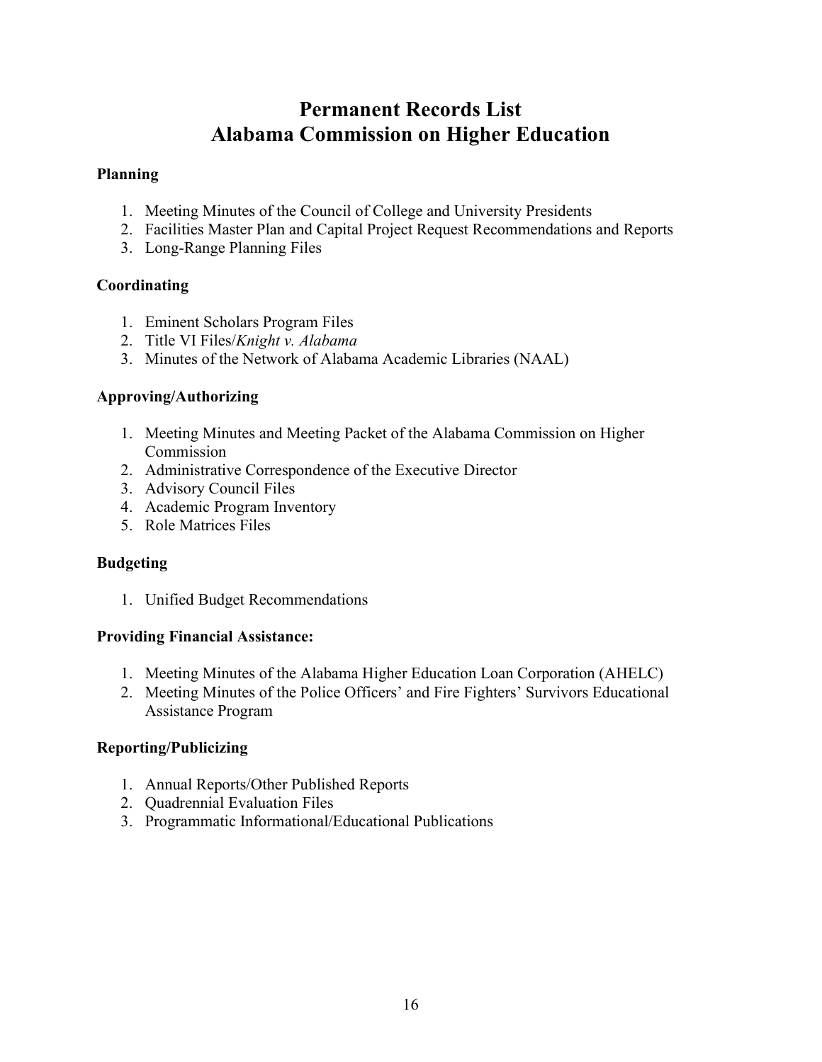# Permanent Records List
# Alabama Commission on Higher Education

**Planning**

1. Meeting Minutes of the Council of College and University Presidents
2. Facilities Master Plan and Capital Project Request Recommendations and Reports
3. Long-Range Planning Files

**Coordinating**

1. Eminent Scholars Program Files
2. Title VI Files/*Knight v. Alabama*
3. Minutes of the Network of Alabama Academic Libraries (NAAL)

**Approving/Authorizing**

1. Meeting Minutes and Meeting Packet of the Alabama Commission on Higher Commission
2. Administrative Correspondence of the Executive Director
3. Advisory Council Files
4. Academic Program Inventory
5. Role Matrices Files

**Budgeting**

1. Unified Budget Recommendations

**Providing Financial Assistance:**

1. Meeting Minutes of the Alabama Higher Education Loan Corporation (AHELC)
2. Meeting Minutes of the Police Officers' and Fire Fighters' Survivors Educational Assistance Program

**Reporting/Publicizing**

1. Annual Reports/Other Published Reports
2. Quadrennial Evaluation Files
3. Programmatic Informational/Educational Publications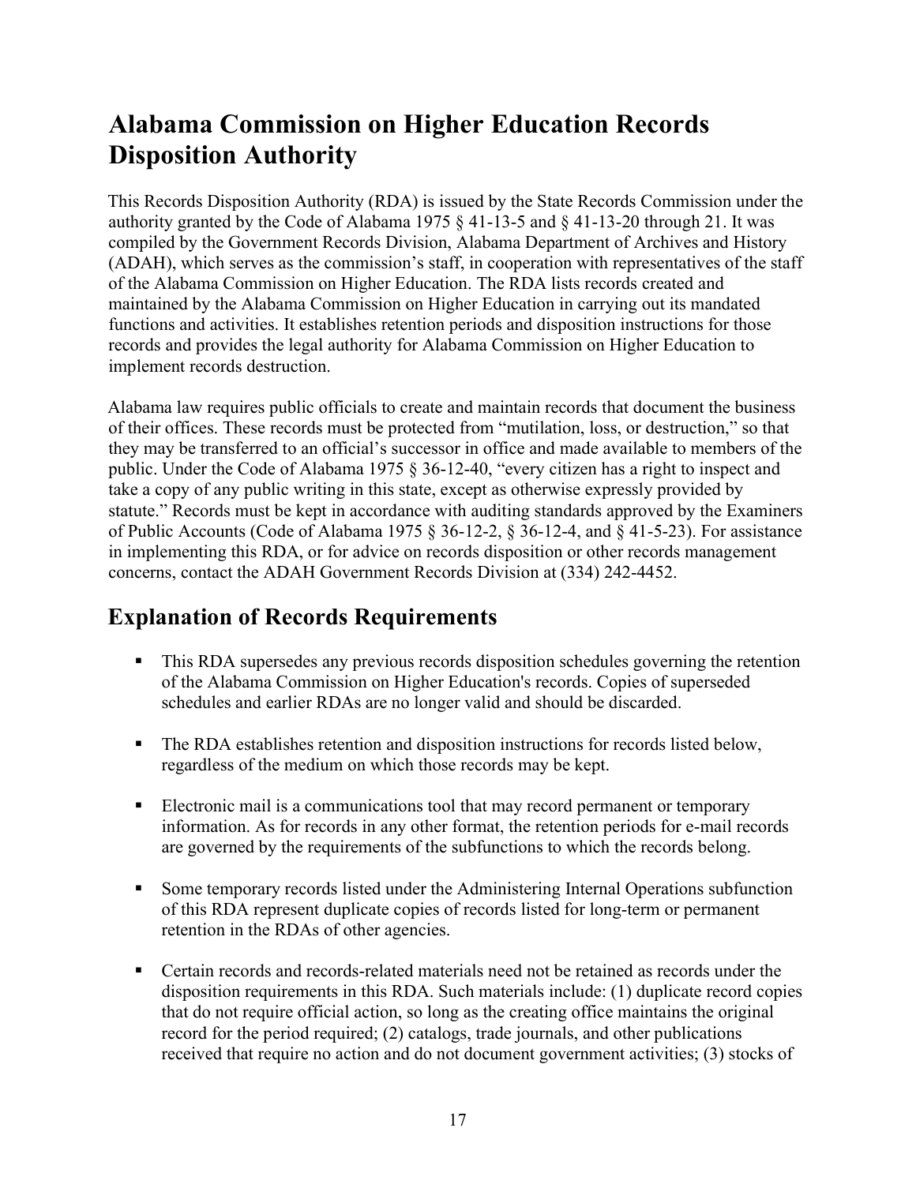# Alabama Commission on Higher Education Records Disposition Authority

This Records Disposition Authority (RDA) is issued by the State Records Commission under the authority granted by the Code of Alabama 1975 § 41-13-5 and § 41-13-20 through 21. It was compiled by the Government Records Division, Alabama Department of Archives and History (ADAH), which serves as the commission's staff, in cooperation with representatives of the staff of the Alabama Commission on Higher Education. The RDA lists records created and maintained by the Alabama Commission on Higher Education in carrying out its mandated functions and activities. It establishes retention periods and disposition instructions for those records and provides the legal authority for Alabama Commission on Higher Education to implement records destruction.

Alabama law requires public officials to create and maintain records that document the business of their offices. These records must be protected from "mutilation, loss, or destruction," so that they may be transferred to an official's successor in office and made available to members of the public. Under the Code of Alabama 1975 § 36-12-40, "every citizen has a right to inspect and take a copy of any public writing in this state, except as otherwise expressly provided by statute." Records must be kept in accordance with auditing standards approved by the Examiners of Public Accounts (Code of Alabama 1975 § 36-12-2, § 36-12-4, and § 41-5-23). For assistance in implementing this RDA, or for advice on records disposition or other records management concerns, contact the ADAH Government Records Division at (334) 242-4452.

## Explanation of Records Requirements

- This RDA supersedes any previous records disposition schedules governing the retention of the Alabama Commission on Higher Education's records. Copies of superseded schedules and earlier RDAs are no longer valid and should be discarded.

- The RDA establishes retention and disposition instructions for records listed below, regardless of the medium on which those records may be kept.

- Electronic mail is a communications tool that may record permanent or temporary information. As for records in any other format, the retention periods for e-mail records are governed by the requirements of the subfunctions to which the records belong.

- Some temporary records listed under the Administering Internal Operations subfunction of this RDA represent duplicate copies of records listed for long-term or permanent retention in the RDAs of other agencies.

- Certain records and records-related materials need not be retained as records under the disposition requirements in this RDA. Such materials include: (1) duplicate record copies that do not require official action, so long as the creating office maintains the original record for the period required; (2) catalogs, trade journals, and other publications received that require no action and do not document government activities; (3) stocks of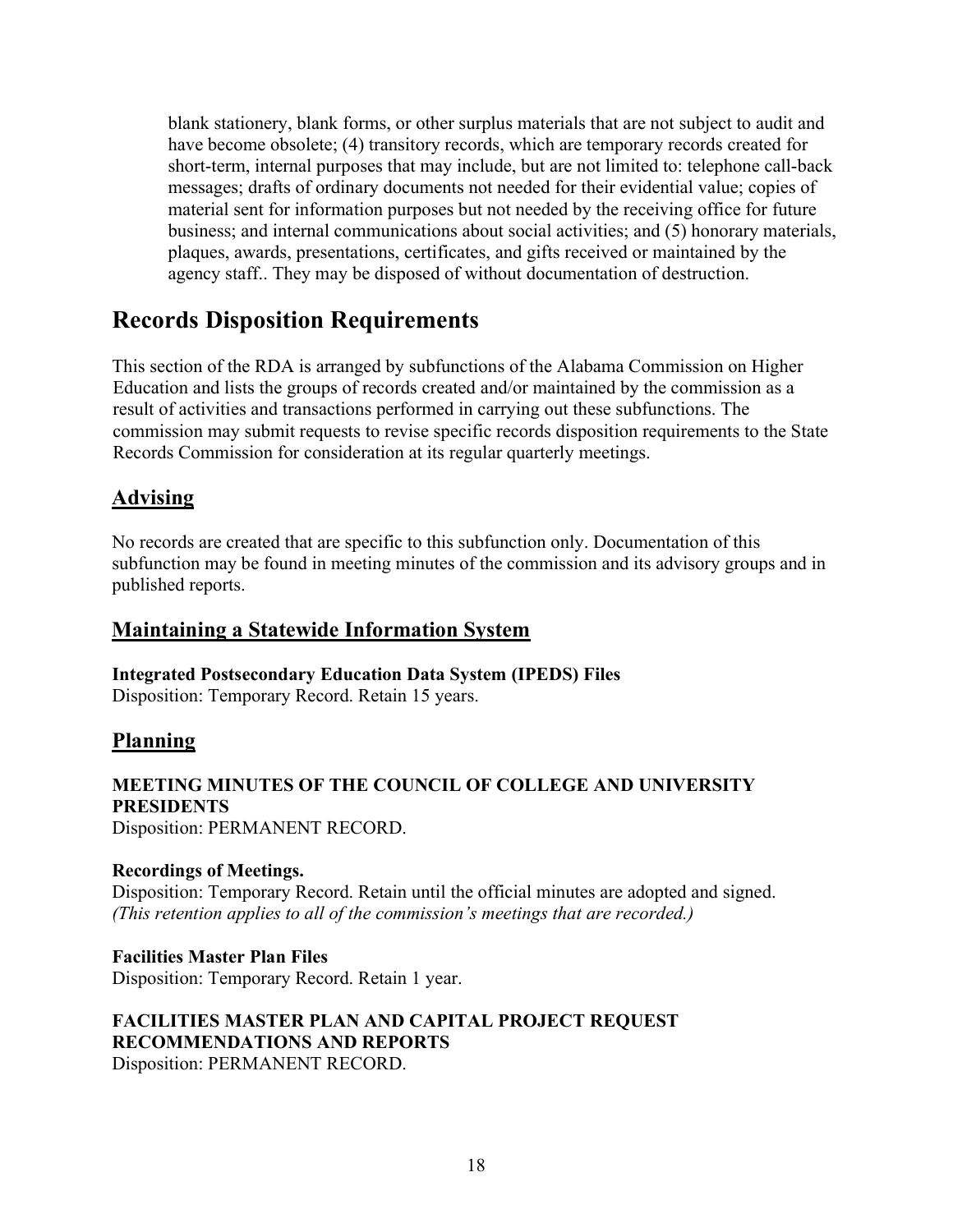blank stationery, blank forms, or other surplus materials that are not subject to audit and have become obsolete; (4) transitory records, which are temporary records created for short-term, internal purposes that may include, but are not limited to: telephone call-back messages; drafts of ordinary documents not needed for their evidential value; copies of material sent for information purposes but not needed by the receiving office for future business; and internal communications about social activities; and (5) honorary materials, plaques, awards, presentations, certificates, and gifts received or maintained by the agency staff.. They may be disposed of without documentation of destruction.

# Records Disposition Requirements

This section of the RDA is arranged by subfunctions of the Alabama Commission on Higher Education and lists the groups of records created and/or maintained by the commission as a result of activities and transactions performed in carrying out these subfunctions. The commission may submit requests to revise specific records disposition requirements to the State Records Commission for consideration at its regular quarterly meetings.

## Advising

No records are created that are specific to this subfunction only. Documentation of this subfunction may be found in meeting minutes of the commission and its advisory groups and in published reports.

## Maintaining a Statewide Information System

**Integrated Postsecondary Education Data System (IPEDS) Files**
Disposition: Temporary Record. Retain 15 years.

## Planning

**MEETING MINUTES OF THE COUNCIL OF COLLEGE AND UNIVERSITY PRESIDENTS**
Disposition: PERMANENT RECORD.

**Recordings of Meetings.**
Disposition: Temporary Record. Retain until the official minutes are adopted and signed.
*(This retention applies to all of the commission's meetings that are recorded.)*

**Facilities Master Plan Files**
Disposition: Temporary Record. Retain 1 year.

**FACILITIES MASTER PLAN AND CAPITAL PROJECT REQUEST RECOMMENDATIONS AND REPORTS**
Disposition: PERMANENT RECORD.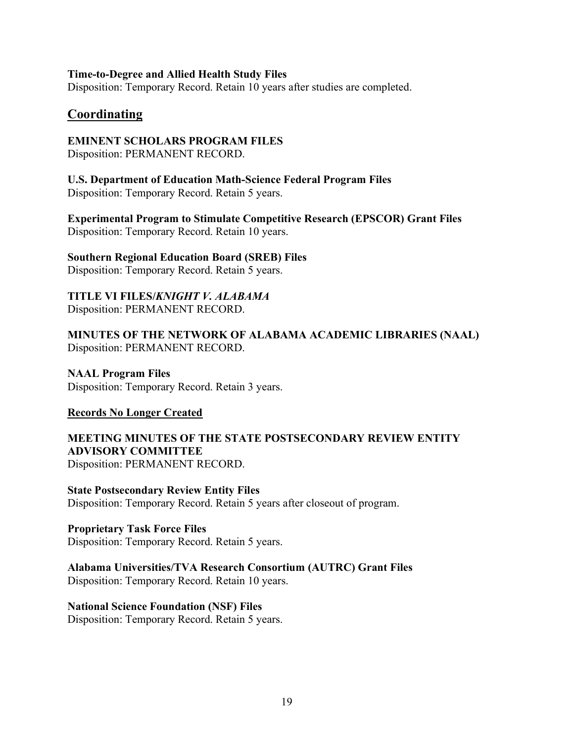**Time-to-Degree and Allied Health Study Files**
Disposition: Temporary Record. Retain 10 years after studies are completed.

## Coordinating

**EMINENT SCHOLARS PROGRAM FILES**
Disposition: PERMANENT RECORD.

**U.S. Department of Education Math-Science Federal Program Files**
Disposition: Temporary Record. Retain 5 years.

**Experimental Program to Stimulate Competitive Research (EPSCOR) Grant Files**
Disposition: Temporary Record. Retain 10 years.

**Southern Regional Education Board (SREB) Files**
Disposition: Temporary Record. Retain 5 years.

**TITLE VI FILES/*KNIGHT V. ALABAMA***
Disposition: PERMANENT RECORD.

**MINUTES OF THE NETWORK OF ALABAMA ACADEMIC LIBRARIES (NAAL)**
Disposition: PERMANENT RECORD.

**NAAL Program Files**
Disposition: Temporary Record. Retain 3 years.

### Records No Longer Created

**MEETING MINUTES OF THE STATE POSTSECONDARY REVIEW ENTITY ADVISORY COMMITTEE**
Disposition: PERMANENT RECORD.

**State Postsecondary Review Entity Files**
Disposition: Temporary Record. Retain 5 years after closeout of program.

**Proprietary Task Force Files**
Disposition: Temporary Record. Retain 5 years.

**Alabama Universities/TVA Research Consortium (AUTRC) Grant Files**
Disposition: Temporary Record. Retain 10 years.

**National Science Foundation (NSF) Files**
Disposition: Temporary Record. Retain 5 years.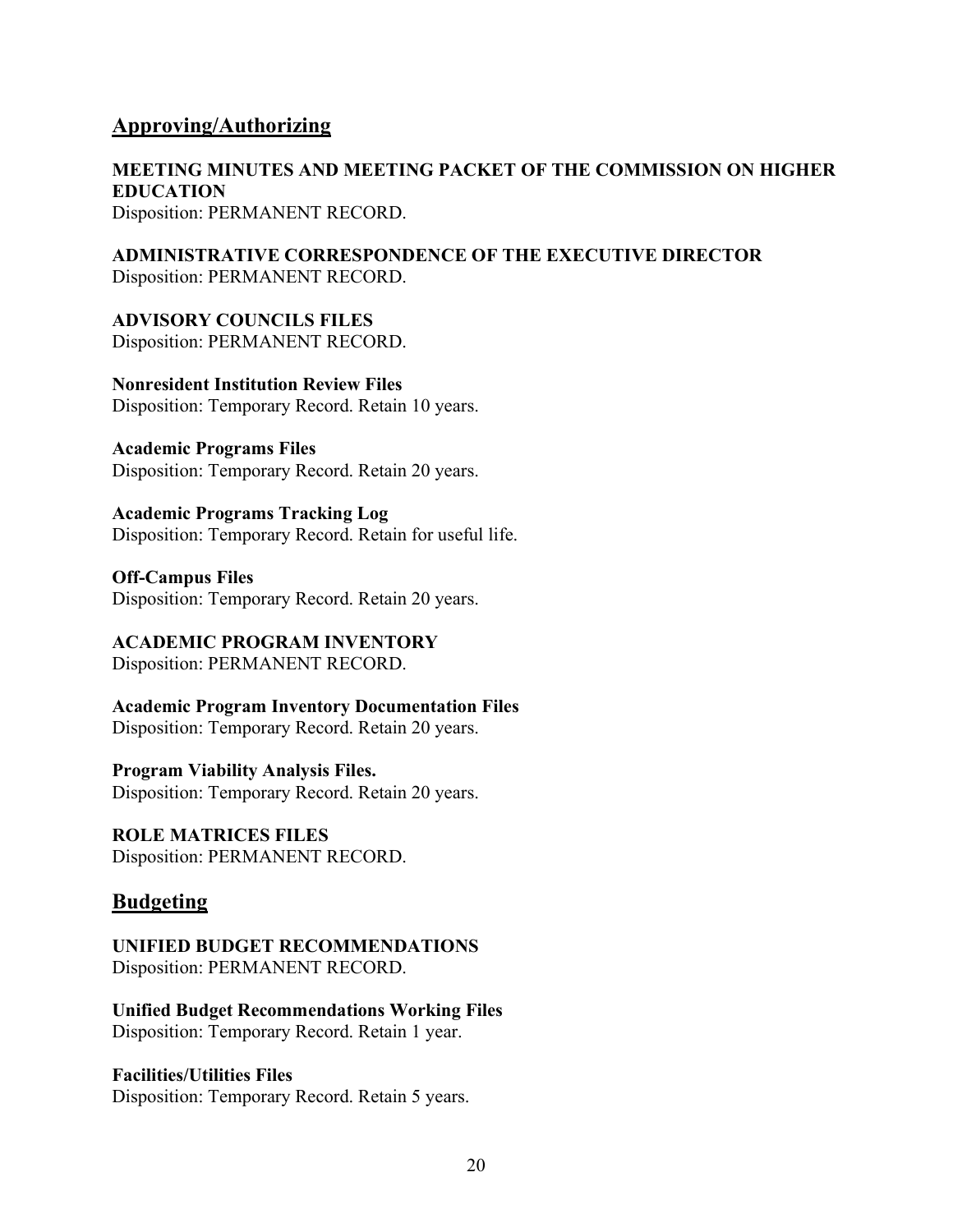## Approving/Authorizing

**MEETING MINUTES AND MEETING PACKET OF THE COMMISSION ON HIGHER EDUCATION**
Disposition: PERMANENT RECORD.

**ADMINISTRATIVE CORRESPONDENCE OF THE EXECUTIVE DIRECTOR**
Disposition: PERMANENT RECORD.

**ADVISORY COUNCILS FILES**
Disposition: PERMANENT RECORD.

**Nonresident Institution Review Files**
Disposition: Temporary Record. Retain 10 years.

**Academic Programs Files**
Disposition: Temporary Record. Retain 20 years.

**Academic Programs Tracking Log**
Disposition: Temporary Record. Retain for useful life.

**Off-Campus Files**
Disposition: Temporary Record. Retain 20 years.

**ACADEMIC PROGRAM INVENTORY**
Disposition: PERMANENT RECORD.

**Academic Program Inventory Documentation Files**
Disposition: Temporary Record. Retain 20 years.

**Program Viability Analysis Files.**
Disposition: Temporary Record. Retain 20 years.

**ROLE MATRICES FILES**
Disposition: PERMANENT RECORD.

## Budgeting

**UNIFIED BUDGET RECOMMENDATIONS**
Disposition: PERMANENT RECORD.

**Unified Budget Recommendations Working Files**
Disposition: Temporary Record. Retain 1 year.

**Facilities/Utilities Files**
Disposition: Temporary Record. Retain 5 years.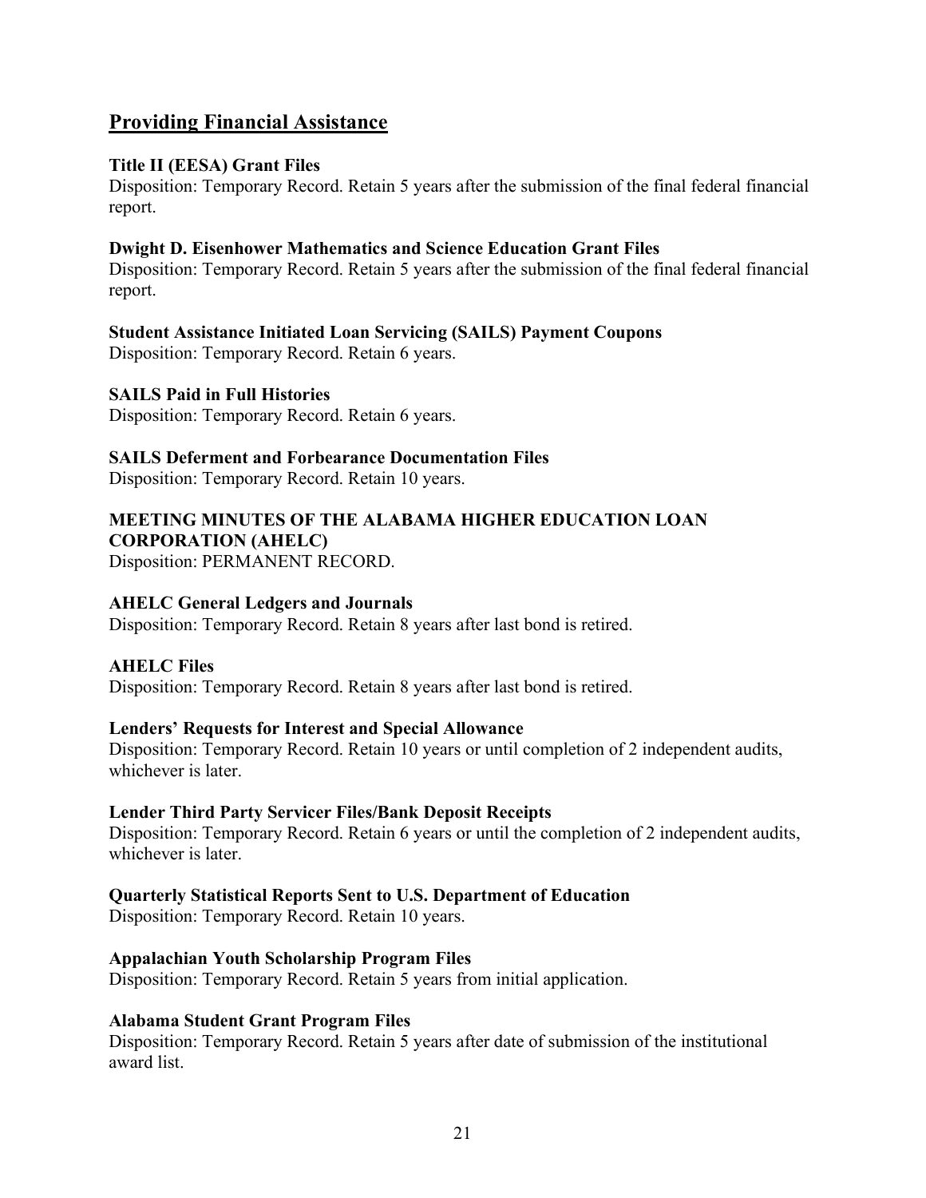## Providing Financial Assistance

**Title II (EESA) Grant Files**
Disposition: Temporary Record. Retain 5 years after the submission of the final federal financial report.

**Dwight D. Eisenhower Mathematics and Science Education Grant Files**
Disposition: Temporary Record. Retain 5 years after the submission of the final federal financial report.

**Student Assistance Initiated Loan Servicing (SAILS) Payment Coupons**
Disposition: Temporary Record. Retain 6 years.

**SAILS Paid in Full Histories**
Disposition: Temporary Record. Retain 6 years.

**SAILS Deferment and Forbearance Documentation Files**
Disposition: Temporary Record. Retain 10 years.

**MEETING MINUTES OF THE ALABAMA HIGHER EDUCATION LOAN CORPORATION (AHELC)**
Disposition: PERMANENT RECORD.

**AHELC General Ledgers and Journals**
Disposition: Temporary Record. Retain 8 years after last bond is retired.

**AHELC Files**
Disposition: Temporary Record. Retain 8 years after last bond is retired.

**Lenders' Requests for Interest and Special Allowance**
Disposition: Temporary Record. Retain 10 years or until completion of 2 independent audits, whichever is later.

**Lender Third Party Servicer Files/Bank Deposit Receipts**
Disposition: Temporary Record. Retain 6 years or until the completion of 2 independent audits, whichever is later.

**Quarterly Statistical Reports Sent to U.S. Department of Education**
Disposition: Temporary Record. Retain 10 years.

**Appalachian Youth Scholarship Program Files**
Disposition: Temporary Record. Retain 5 years from initial application.

**Alabama Student Grant Program Files**
Disposition: Temporary Record. Retain 5 years after date of submission of the institutional award list.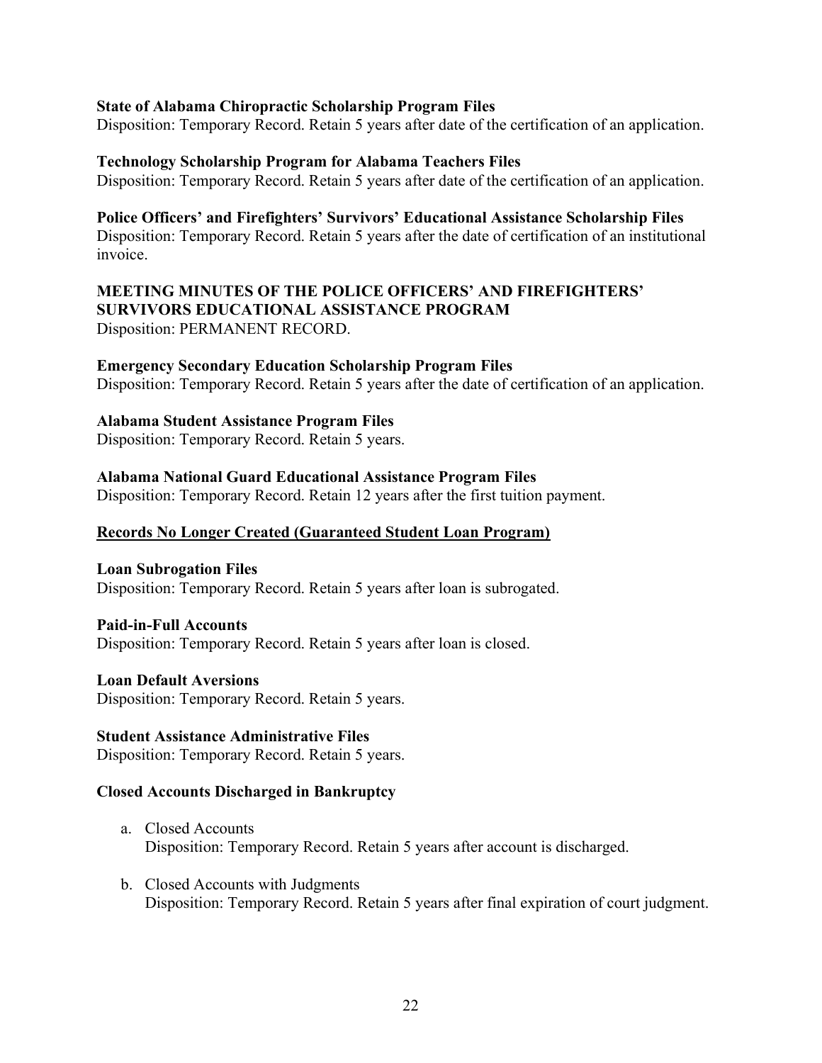**State of Alabama Chiropractic Scholarship Program Files**
Disposition: Temporary Record. Retain 5 years after date of the certification of an application.

**Technology Scholarship Program for Alabama Teachers Files**
Disposition: Temporary Record. Retain 5 years after date of the certification of an application.

**Police Officers' and Firefighters' Survivors' Educational Assistance Scholarship Files**
Disposition: Temporary Record. Retain 5 years after the date of certification of an institutional invoice.

**MEETING MINUTES OF THE POLICE OFFICERS' AND FIREFIGHTERS' SURVIVORS EDUCATIONAL ASSISTANCE PROGRAM**
Disposition: PERMANENT RECORD.

**Emergency Secondary Education Scholarship Program Files**
Disposition: Temporary Record. Retain 5 years after the date of certification of an application.

**Alabama Student Assistance Program Files**
Disposition: Temporary Record. Retain 5 years.

**Alabama National Guard Educational Assistance Program Files**
Disposition: Temporary Record. Retain 12 years after the first tuition payment.

**<u>Records No Longer Created (Guaranteed Student Loan Program)</u>**

**Loan Subrogation Files**
Disposition: Temporary Record. Retain 5 years after loan is subrogated.

**Paid-in-Full Accounts**
Disposition: Temporary Record. Retain 5 years after loan is closed.

**Loan Default Aversions**
Disposition: Temporary Record. Retain 5 years.

**Student Assistance Administrative Files**
Disposition: Temporary Record. Retain 5 years.

**Closed Accounts Discharged in Bankruptcy**

a. Closed Accounts
   Disposition: Temporary Record. Retain 5 years after account is discharged.

b. Closed Accounts with Judgments
   Disposition: Temporary Record. Retain 5 years after final expiration of court judgment.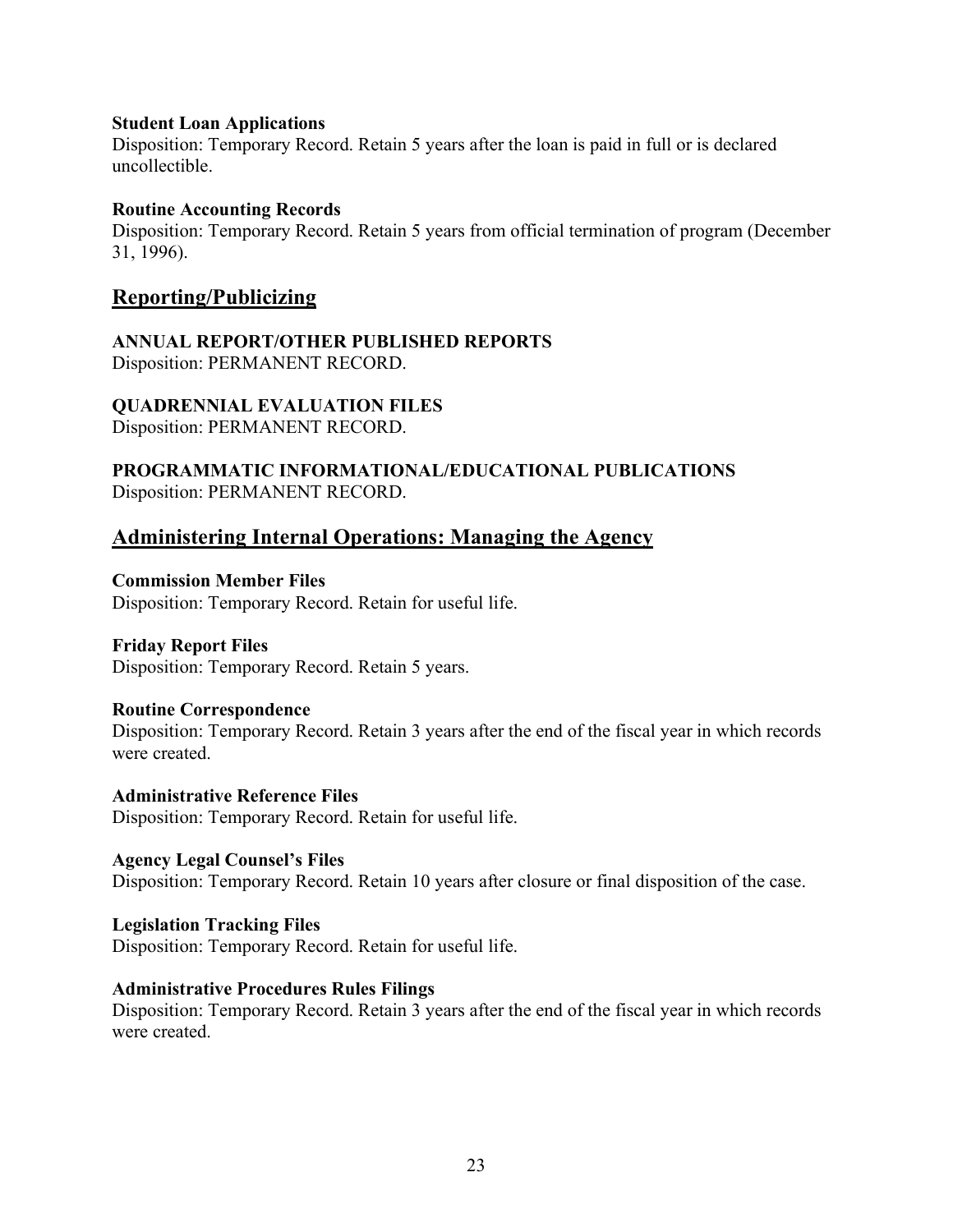**Student Loan Applications**
Disposition: Temporary Record. Retain 5 years after the loan is paid in full or is declared uncollectible.

**Routine Accounting Records**
Disposition: Temporary Record. Retain 5 years from official termination of program (December 31, 1996).

## Reporting/Publicizing

**ANNUAL REPORT/OTHER PUBLISHED REPORTS**
Disposition: PERMANENT RECORD.

**QUADRENNIAL EVALUATION FILES**
Disposition: PERMANENT RECORD.

**PROGRAMMATIC INFORMATIONAL/EDUCATIONAL PUBLICATIONS**
Disposition: PERMANENT RECORD.

## Administering Internal Operations: Managing the Agency

**Commission Member Files**
Disposition: Temporary Record. Retain for useful life.

**Friday Report Files**
Disposition: Temporary Record. Retain 5 years.

**Routine Correspondence**
Disposition: Temporary Record. Retain 3 years after the end of the fiscal year in which records were created.

**Administrative Reference Files**
Disposition: Temporary Record. Retain for useful life.

**Agency Legal Counsel's Files**
Disposition: Temporary Record. Retain 10 years after closure or final disposition of the case.

**Legislation Tracking Files**
Disposition: Temporary Record. Retain for useful life.

**Administrative Procedures Rules Filings**
Disposition: Temporary Record. Retain 3 years after the end of the fiscal year in which records were created.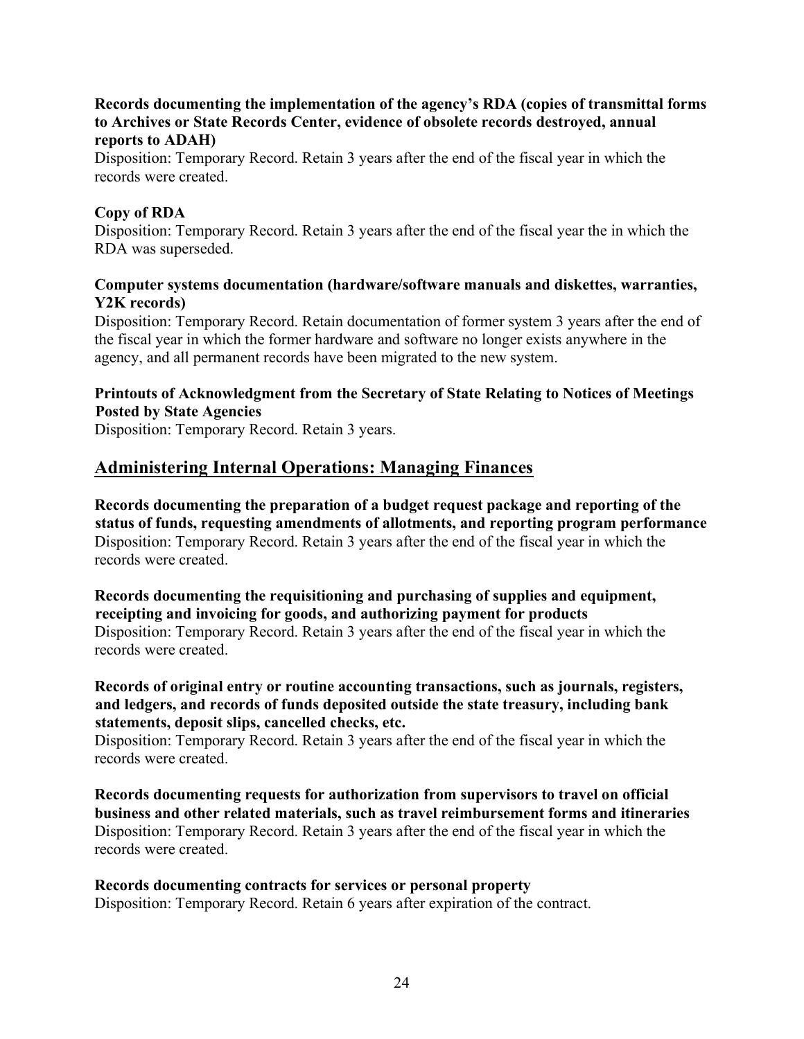**Records documenting the implementation of the agency's RDA (copies of transmittal forms to Archives or State Records Center, evidence of obsolete records destroyed, annual reports to ADAH)**
Disposition: Temporary Record. Retain 3 years after the end of the fiscal year in which the records were created.

**Copy of RDA**
Disposition: Temporary Record. Retain 3 years after the end of the fiscal year the in which the RDA was superseded.

**Computer systems documentation (hardware/software manuals and diskettes, warranties, Y2K records)**
Disposition: Temporary Record. Retain documentation of former system 3 years after the end of the fiscal year in which the former hardware and software no longer exists anywhere in the agency, and all permanent records have been migrated to the new system.

**Printouts of Acknowledgment from the Secretary of State Relating to Notices of Meetings Posted by State Agencies**
Disposition: Temporary Record. Retain 3 years.

## Administering Internal Operations: Managing Finances

**Records documenting the preparation of a budget request package and reporting of the status of funds, requesting amendments of allotments, and reporting program performance**
Disposition: Temporary Record. Retain 3 years after the end of the fiscal year in which the records were created.

**Records documenting the requisitioning and purchasing of supplies and equipment, receipting and invoicing for goods, and authorizing payment for products**
Disposition: Temporary Record. Retain 3 years after the end of the fiscal year in which the records were created.

**Records of original entry or routine accounting transactions, such as journals, registers, and ledgers, and records of funds deposited outside the state treasury, including bank statements, deposit slips, cancelled checks, etc.**
Disposition: Temporary Record. Retain 3 years after the end of the fiscal year in which the records were created.

**Records documenting requests for authorization from supervisors to travel on official business and other related materials, such as travel reimbursement forms and itineraries**
Disposition: Temporary Record. Retain 3 years after the end of the fiscal year in which the records were created.

**Records documenting contracts for services or personal property**
Disposition: Temporary Record. Retain 6 years after expiration of the contract.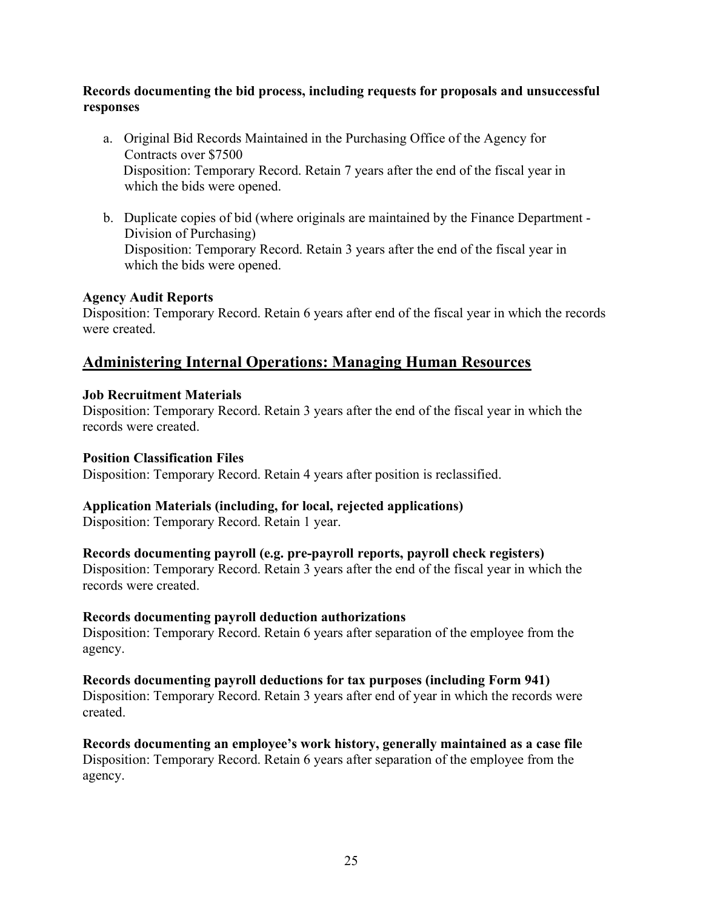**Records documenting the bid process, including requests for proposals and unsuccessful responses**

a. Original Bid Records Maintained in the Purchasing Office of the Agency for Contracts over $7500
   Disposition: Temporary Record. Retain 7 years after the end of the fiscal year in which the bids were opened.

b. Duplicate copies of bid (where originals are maintained by the Finance Department - Division of Purchasing)
   Disposition: Temporary Record. Retain 3 years after the end of the fiscal year in which the bids were opened.

**Agency Audit Reports**
Disposition: Temporary Record. Retain 6 years after end of the fiscal year in which the records were created.

## Administering Internal Operations: Managing Human Resources

**Job Recruitment Materials**
Disposition: Temporary Record. Retain 3 years after the end of the fiscal year in which the records were created.

**Position Classification Files**
Disposition: Temporary Record. Retain 4 years after position is reclassified.

**Application Materials (including, for local, rejected applications)**
Disposition: Temporary Record. Retain 1 year.

**Records documenting payroll (e.g. pre-payroll reports, payroll check registers)**
Disposition: Temporary Record. Retain 3 years after the end of the fiscal year in which the records were created.

**Records documenting payroll deduction authorizations**
Disposition: Temporary Record. Retain 6 years after separation of the employee from the agency.

**Records documenting payroll deductions for tax purposes (including Form 941)**
Disposition: Temporary Record. Retain 3 years after end of year in which the records were created.

**Records documenting an employee's work history, generally maintained as a case file**
Disposition: Temporary Record. Retain 6 years after separation of the employee from the agency.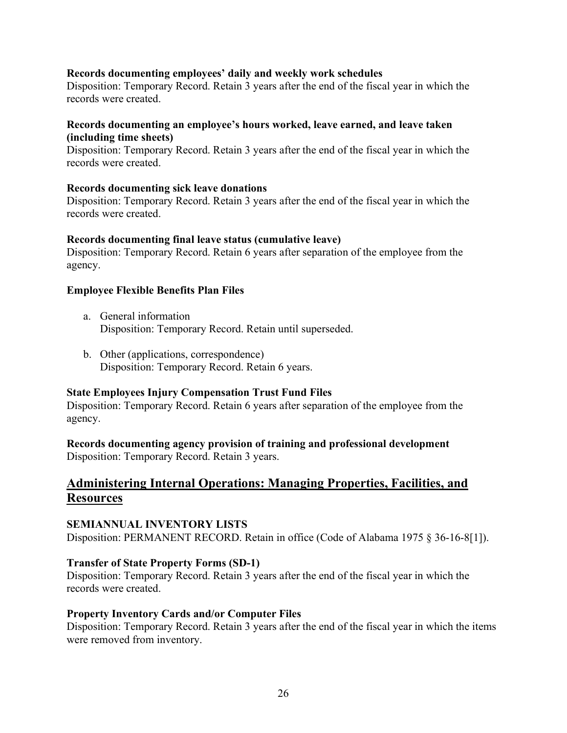**Records documenting employees' daily and weekly work schedules**
Disposition: Temporary Record. Retain 3 years after the end of the fiscal year in which the records were created.

**Records documenting an employee's hours worked, leave earned, and leave taken (including time sheets)**
Disposition: Temporary Record. Retain 3 years after the end of the fiscal year in which the records were created.

**Records documenting sick leave donations**
Disposition: Temporary Record. Retain 3 years after the end of the fiscal year in which the records were created.

**Records documenting final leave status (cumulative leave)**
Disposition: Temporary Record. Retain 6 years after separation of the employee from the agency.

**Employee Flexible Benefits Plan Files**

a. General information
   Disposition: Temporary Record. Retain until superseded.

b. Other (applications, correspondence)
   Disposition: Temporary Record. Retain 6 years.

**State Employees Injury Compensation Trust Fund Files**
Disposition: Temporary Record. Retain 6 years after separation of the employee from the agency.

**Records documenting agency provision of training and professional development**
Disposition: Temporary Record. Retain 3 years.

## Administering Internal Operations: Managing Properties, Facilities, and Resources

**SEMIANNUAL INVENTORY LISTS**
Disposition: PERMANENT RECORD. Retain in office (Code of Alabama 1975 § 36-16-8[1]).

**Transfer of State Property Forms (SD-1)**
Disposition: Temporary Record. Retain 3 years after the end of the fiscal year in which the records were created.

**Property Inventory Cards and/or Computer Files**
Disposition: Temporary Record. Retain 3 years after the end of the fiscal year in which the items were removed from inventory.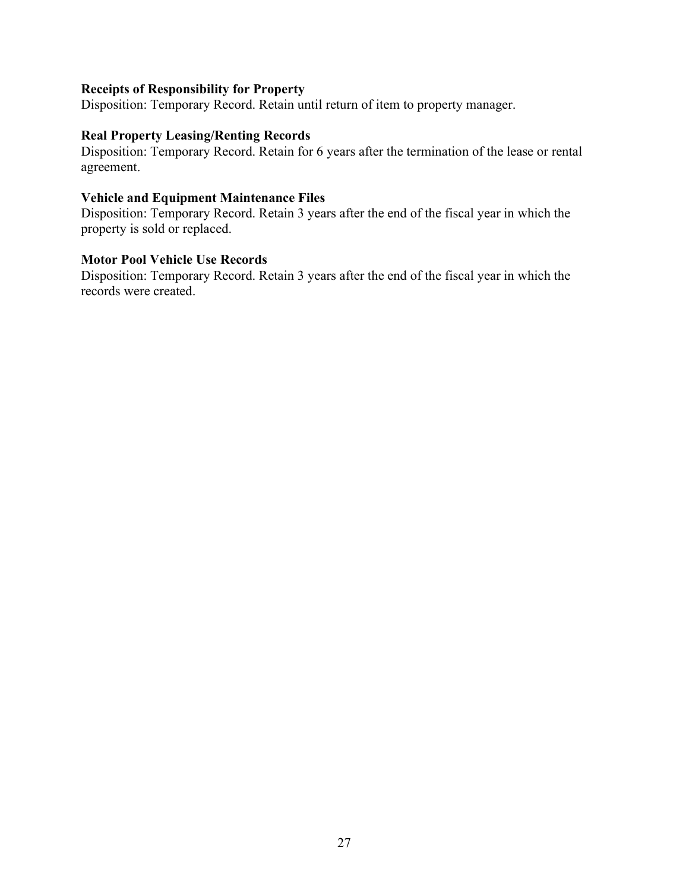**Receipts of Responsibility for Property**
Disposition: Temporary Record. Retain until return of item to property manager.

**Real Property Leasing/Renting Records**
Disposition: Temporary Record. Retain for 6 years after the termination of the lease or rental agreement.

**Vehicle and Equipment Maintenance Files**
Disposition: Temporary Record. Retain 3 years after the end of the fiscal year in which the property is sold or replaced.

**Motor Pool Vehicle Use Records**
Disposition: Temporary Record. Retain 3 years after the end of the fiscal year in which the records were created.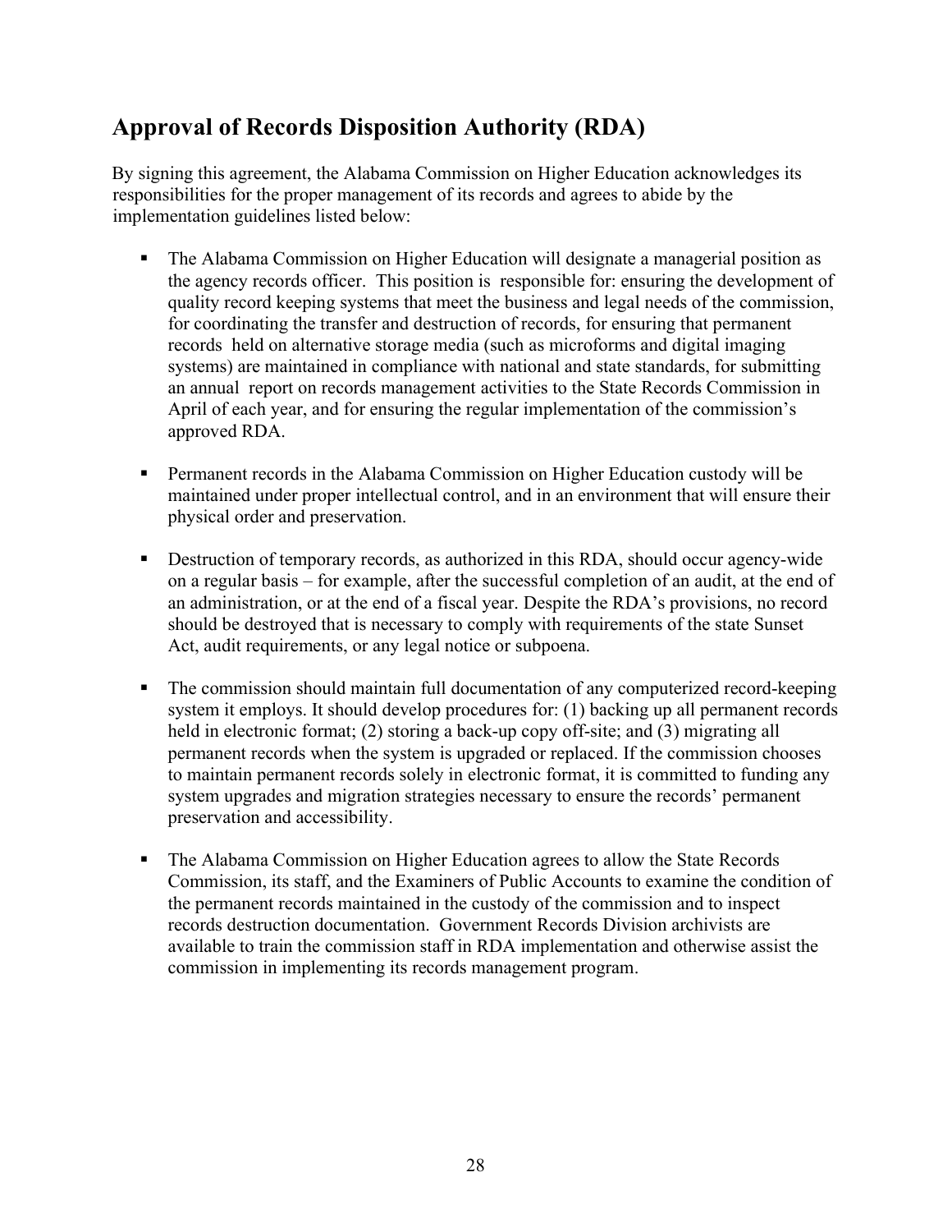## Approval of Records Disposition Authority (RDA)

By signing this agreement, the Alabama Commission on Higher Education acknowledges its responsibilities for the proper management of its records and agrees to abide by the implementation guidelines listed below:

- The Alabama Commission on Higher Education will designate a managerial position as the agency records officer. This position is responsible for: ensuring the development of quality record keeping systems that meet the business and legal needs of the commission, for coordinating the transfer and destruction of records, for ensuring that permanent records held on alternative storage media (such as microforms and digital imaging systems) are maintained in compliance with national and state standards, for submitting an annual report on records management activities to the State Records Commission in April of each year, and for ensuring the regular implementation of the commission's approved RDA.

- Permanent records in the Alabama Commission on Higher Education custody will be maintained under proper intellectual control, and in an environment that will ensure their physical order and preservation.

- Destruction of temporary records, as authorized in this RDA, should occur agency-wide on a regular basis – for example, after the successful completion of an audit, at the end of an administration, or at the end of a fiscal year. Despite the RDA's provisions, no record should be destroyed that is necessary to comply with requirements of the state Sunset Act, audit requirements, or any legal notice or subpoena.

- The commission should maintain full documentation of any computerized record-keeping system it employs. It should develop procedures for: (1) backing up all permanent records held in electronic format; (2) storing a back-up copy off-site; and (3) migrating all permanent records when the system is upgraded or replaced. If the commission chooses to maintain permanent records solely in electronic format, it is committed to funding any system upgrades and migration strategies necessary to ensure the records' permanent preservation and accessibility.

- The Alabama Commission on Higher Education agrees to allow the State Records Commission, its staff, and the Examiners of Public Accounts to examine the condition of the permanent records maintained in the custody of the commission and to inspect records destruction documentation. Government Records Division archivists are available to train the commission staff in RDA implementation and otherwise assist the commission in implementing its records management program.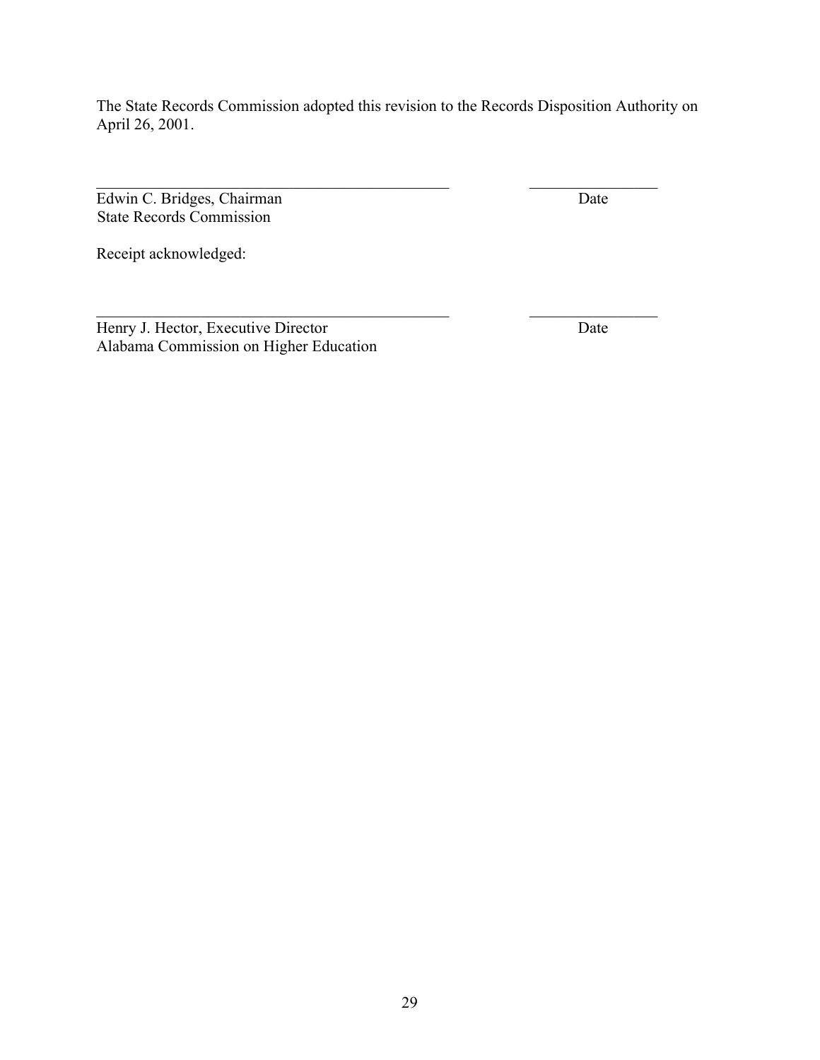The State Records Commission adopted this revision to the Records Disposition Authority on April 26, 2001.

\_\_\_\_\_\_\_\_\_\_\_\_\_\_\_\_\_\_\_\_\_\_\_\_\_\_\_\_\_\_\_\_\_\_\_\_\_\_\_\_\_\_ \_\_\_\_\_\_\_\_\_\_\_\_\_\_\_\_

Edwin C. Bridges, Chairman Date
State Records Commission

Receipt acknowledged:

\_\_\_\_\_\_\_\_\_\_\_\_\_\_\_\_\_\_\_\_\_\_\_\_\_\_\_\_\_\_\_\_\_\_\_\_\_\_\_\_\_\_ \_\_\_\_\_\_\_\_\_\_\_\_\_\_\_\_

Henry J. Hector, Executive Director Date
Alabama Commission on Higher Education